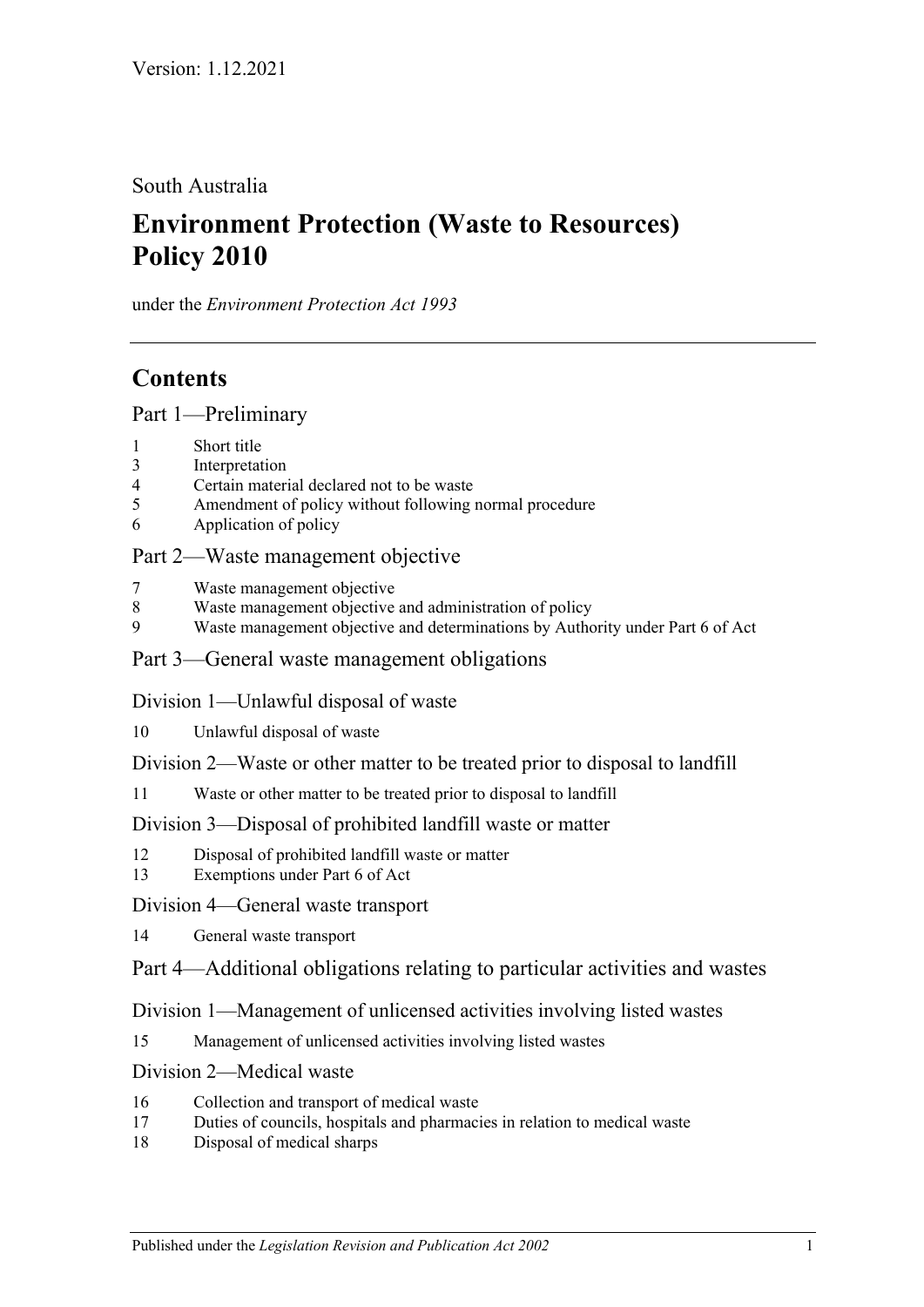Version: 1.12.2021

South Australia

# Environment Protection (Waste to Resources) Policy 2010

under the *Environment Protection Act 1993*

## Contents

### Part 1—Preliminary

1 Short title
3 Interpretation
4 Certain material declared not to be waste
5 Amendment of policy without following normal procedure
6 Application of policy

### Part 2—Waste management objective

7 Waste management objective
8 Waste management objective and administration of policy
9 Waste management objective and determinations by Authority under Part 6 of Act

### Part 3—General waste management obligations

#### Division 1—Unlawful disposal of waste

10 Unlawful disposal of waste

#### Division 2—Waste or other matter to be treated prior to disposal to landfill

11 Waste or other matter to be treated prior to disposal to landfill

#### Division 3—Disposal of prohibited landfill waste or matter

12 Disposal of prohibited landfill waste or matter
13 Exemptions under Part 6 of Act

#### Division 4—General waste transport

14 General waste transport

### Part 4—Additional obligations relating to particular activities and wastes

#### Division 1—Management of unlicensed activities involving listed wastes

15 Management of unlicensed activities involving listed wastes

#### Division 2—Medical waste

16 Collection and transport of medical waste
17 Duties of councils, hospitals and pharmacies in relation to medical waste
18 Disposal of medical sharps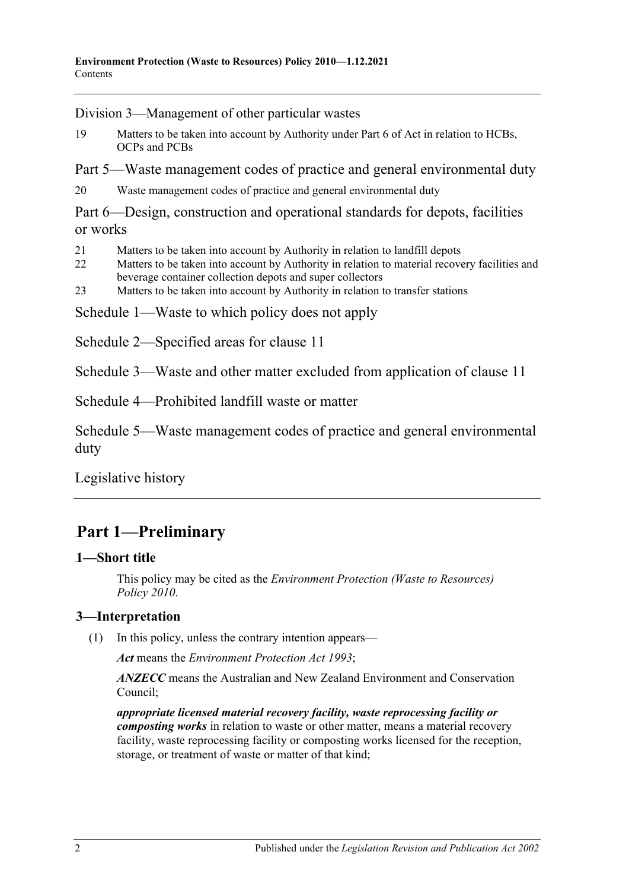Division 3—Management of other particular wastes

19 Matters to be taken into account by Authority under Part 6 of Act in relation to HCBs, OCPs and PCBs

Part 5—Waste management codes of practice and general environmental duty

20 Waste management codes of practice and general environmental duty

Part 6—Design, construction and operational standards for depots, facilities or works

21 Matters to be taken into account by Authority in relation to landfill depots

22 Matters to be taken into account by Authority in relation to material recovery facilities and beverage container collection depots and super collectors

23 Matters to be taken into account by Authority in relation to transfer stations

Schedule 1—Waste to which policy does not apply

Schedule 2—Specified areas for clause 11

Schedule 3—Waste and other matter excluded from application of clause 11

Schedule 4—Prohibited landfill waste or matter

Schedule 5—Waste management codes of practice and general environmental duty

Legislative history

# Part 1—Preliminary

## 1—Short title

This policy may be cited as the *Environment Protection (Waste to Resources) Policy 2010*.

## 3—Interpretation

(1) In this policy, unless the contrary intention appears—

***Act*** means the *Environment Protection Act 1993*;

***ANZECC*** means the Australian and New Zealand Environment and Conservation Council;

***appropriate licensed material recovery facility, waste reprocessing facility or composting works*** in relation to waste or other matter, means a material recovery facility, waste reprocessing facility or composting works licensed for the reception, storage, or treatment of waste or matter of that kind;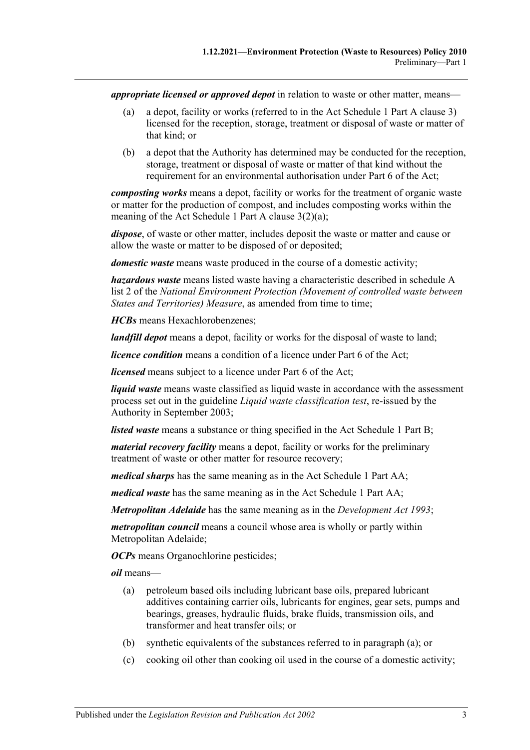***appropriate licensed or approved depot*** in relation to waste or other matter, means—

(a) a depot, facility or works (referred to in the Act Schedule 1 Part A clause 3) licensed for the reception, storage, treatment or disposal of waste or matter of that kind; or

(b) a depot that the Authority has determined may be conducted for the reception, storage, treatment or disposal of waste or matter of that kind without the requirement for an environmental authorisation under Part 6 of the Act;

***composting works*** means a depot, facility or works for the treatment of organic waste or matter for the production of compost, and includes composting works within the meaning of the Act Schedule 1 Part A clause 3(2)(a);

***dispose***, of waste or other matter, includes deposit the waste or matter and cause or allow the waste or matter to be disposed of or deposited;

***domestic waste*** means waste produced in the course of a domestic activity;

***hazardous waste*** means listed waste having a characteristic described in schedule A list 2 of the *National Environment Protection (Movement of controlled waste between States and Territories) Measure*, as amended from time to time;

***HCBs*** means Hexachlorobenzenes;

***landfill depot*** means a depot, facility or works for the disposal of waste to land;

***licence condition*** means a condition of a licence under Part 6 of the Act;

***licensed*** means subject to a licence under Part 6 of the Act;

***liquid waste*** means waste classified as liquid waste in accordance with the assessment process set out in the guideline *Liquid waste classification test*, re-issued by the Authority in September 2003;

***listed waste*** means a substance or thing specified in the Act Schedule 1 Part B;

***material recovery facility*** means a depot, facility or works for the preliminary treatment of waste or other matter for resource recovery;

***medical sharps*** has the same meaning as in the Act Schedule 1 Part AA;

***medical waste*** has the same meaning as in the Act Schedule 1 Part AA;

***Metropolitan Adelaide*** has the same meaning as in the *Development Act 1993*;

***metropolitan council*** means a council whose area is wholly or partly within Metropolitan Adelaide;

***OCPs*** means Organochlorine pesticides;

***oil*** means—

(a) petroleum based oils including lubricant base oils, prepared lubricant additives containing carrier oils, lubricants for engines, gear sets, pumps and bearings, greases, hydraulic fluids, brake fluids, transmission oils, and transformer and heat transfer oils; or

(b) synthetic equivalents of the substances referred to in paragraph (a); or

(c) cooking oil other than cooking oil used in the course of a domestic activity;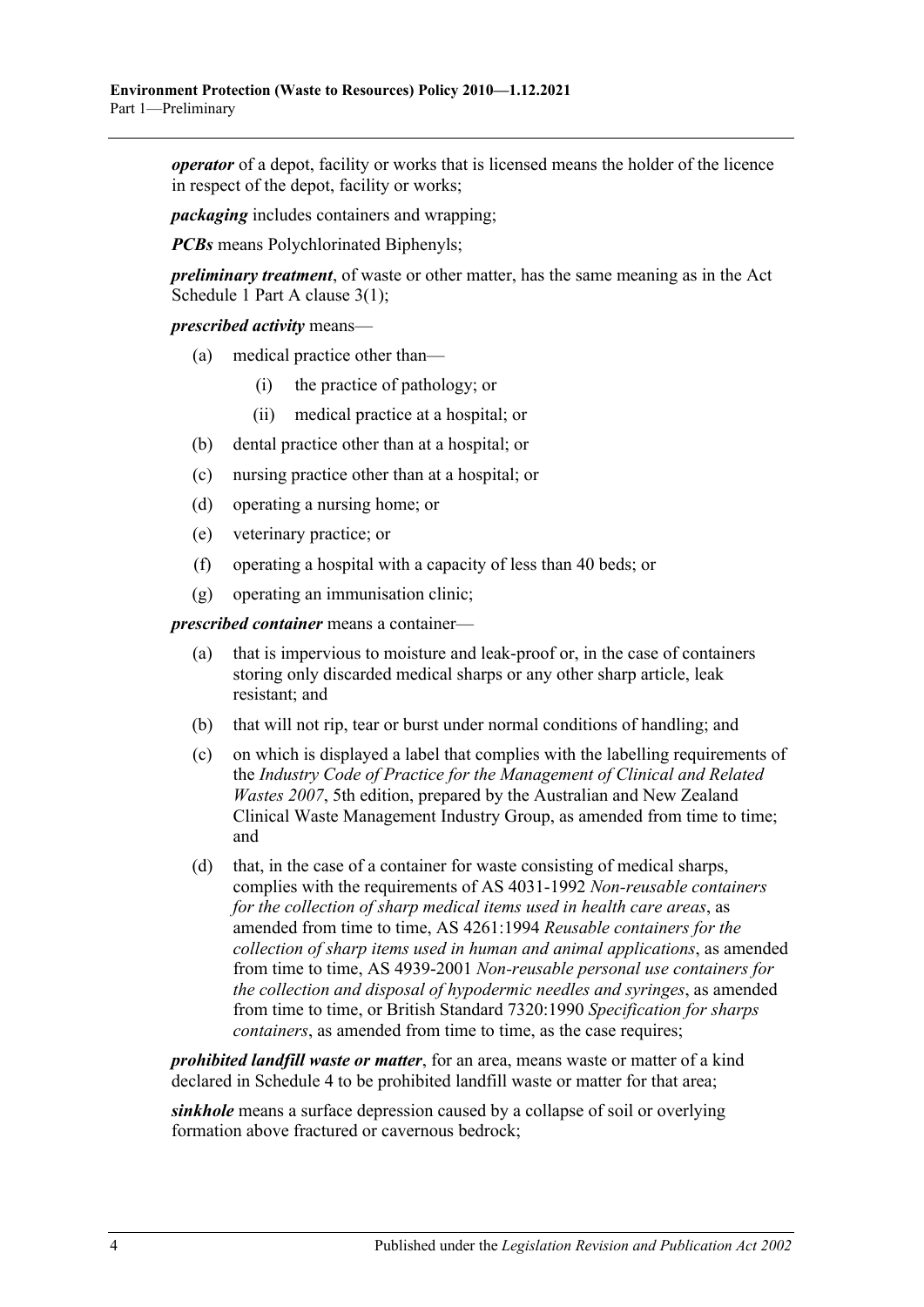***operator*** of a depot, facility or works that is licensed means the holder of the licence in respect of the depot, facility or works;

***packaging*** includes containers and wrapping;

***PCBs*** means Polychlorinated Biphenyls;

***preliminary treatment***, of waste or other matter, has the same meaning as in the Act Schedule 1 Part A clause 3(1);

***prescribed activity*** means—

- (a) medical practice other than—
  - (i) the practice of pathology; or
  - (ii) medical practice at a hospital; or
- (b) dental practice other than at a hospital; or
- (c) nursing practice other than at a hospital; or
- (d) operating a nursing home; or
- (e) veterinary practice; or
- (f) operating a hospital with a capacity of less than 40 beds; or
- (g) operating an immunisation clinic;

***prescribed container*** means a container—

- (a) that is impervious to moisture and leak-proof or, in the case of containers storing only discarded medical sharps or any other sharp article, leak resistant; and
- (b) that will not rip, tear or burst under normal conditions of handling; and
- (c) on which is displayed a label that complies with the labelling requirements of the *Industry Code of Practice for the Management of Clinical and Related Wastes 2007*, 5th edition, prepared by the Australian and New Zealand Clinical Waste Management Industry Group, as amended from time to time; and
- (d) that, in the case of a container for waste consisting of medical sharps, complies with the requirements of AS 4031-1992 *Non-reusable containers for the collection of sharp medical items used in health care areas*, as amended from time to time, AS 4261:1994 *Reusable containers for the collection of sharp items used in human and animal applications*, as amended from time to time, AS 4939-2001 *Non-reusable personal use containers for the collection and disposal of hypodermic needles and syringes*, as amended from time to time, or British Standard 7320:1990 *Specification for sharps containers*, as amended from time to time, as the case requires;

***prohibited landfill waste or matter***, for an area, means waste or matter of a kind declared in Schedule 4 to be prohibited landfill waste or matter for that area;

***sinkhole*** means a surface depression caused by a collapse of soil or overlying formation above fractured or cavernous bedrock;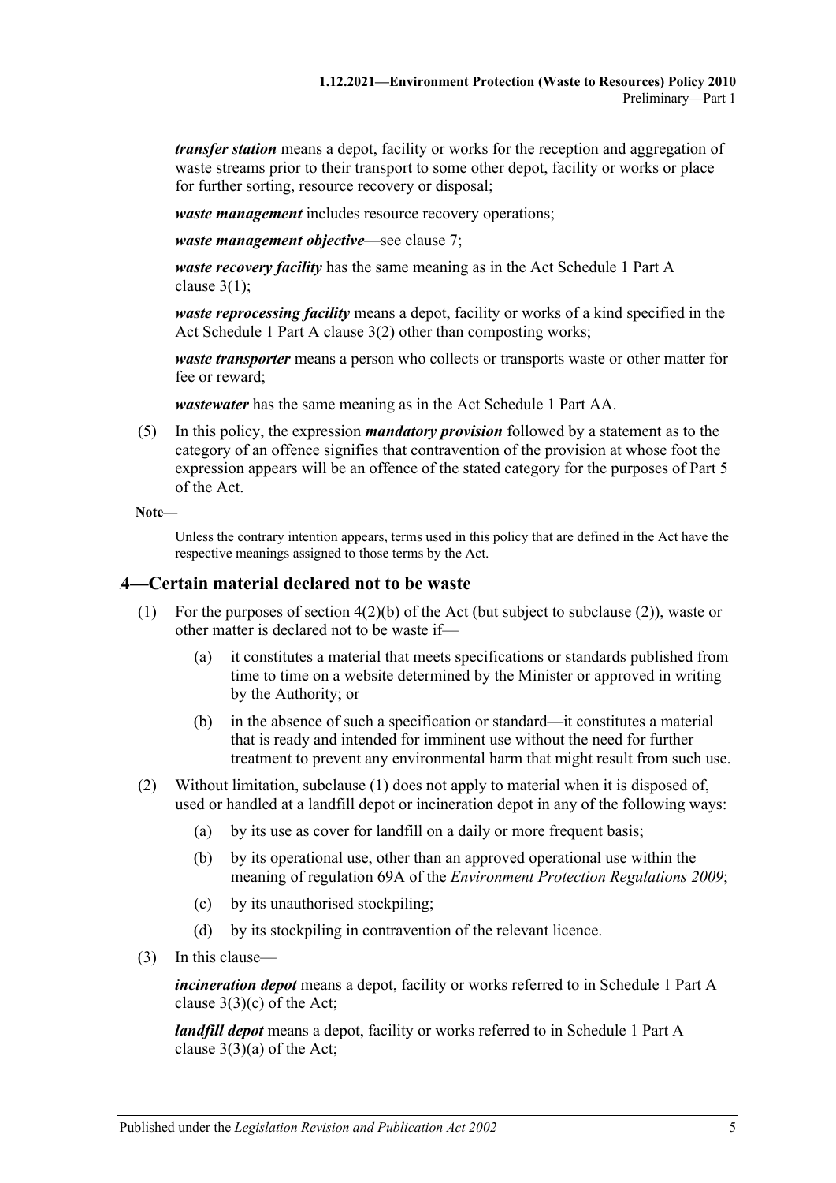***transfer station*** means a depot, facility or works for the reception and aggregation of waste streams prior to their transport to some other depot, facility or works or place for further sorting, resource recovery or disposal;

***waste management*** includes resource recovery operations;

***waste management objective***—see clause 7;

***waste recovery facility*** has the same meaning as in the Act Schedule 1 Part A clause 3(1);

***waste reprocessing facility*** means a depot, facility or works of a kind specified in the Act Schedule 1 Part A clause 3(2) other than composting works;

***waste transporter*** means a person who collects or transports waste or other matter for fee or reward;

***wastewater*** has the same meaning as in the Act Schedule 1 Part AA.

(5) In this policy, the expression ***mandatory provision*** followed by a statement as to the category of an offence signifies that contravention of the provision at whose foot the expression appears will be an offence of the stated category for the purposes of Part 5 of the Act.

**Note—**

Unless the contrary intention appears, terms used in this policy that are defined in the Act have the respective meanings assigned to those terms by the Act.

## 4—Certain material declared not to be waste

(1) For the purposes of section 4(2)(b) of the Act (but subject to subclause (2)), waste or other matter is declared not to be waste if—

(a) it constitutes a material that meets specifications or standards published from time to time on a website determined by the Minister or approved in writing by the Authority; or

(b) in the absence of such a specification or standard—it constitutes a material that is ready and intended for imminent use without the need for further treatment to prevent any environmental harm that might result from such use.

(2) Without limitation, subclause (1) does not apply to material when it is disposed of, used or handled at a landfill depot or incineration depot in any of the following ways:

(a) by its use as cover for landfill on a daily or more frequent basis;

(b) by its operational use, other than an approved operational use within the meaning of regulation 69A of the *Environment Protection Regulations 2009*;

(c) by its unauthorised stockpiling;

(d) by its stockpiling in contravention of the relevant licence.

(3) In this clause—

***incineration depot*** means a depot, facility or works referred to in Schedule 1 Part A clause 3(3)(c) of the Act;

***landfill depot*** means a depot, facility or works referred to in Schedule 1 Part A clause 3(3)(a) of the Act;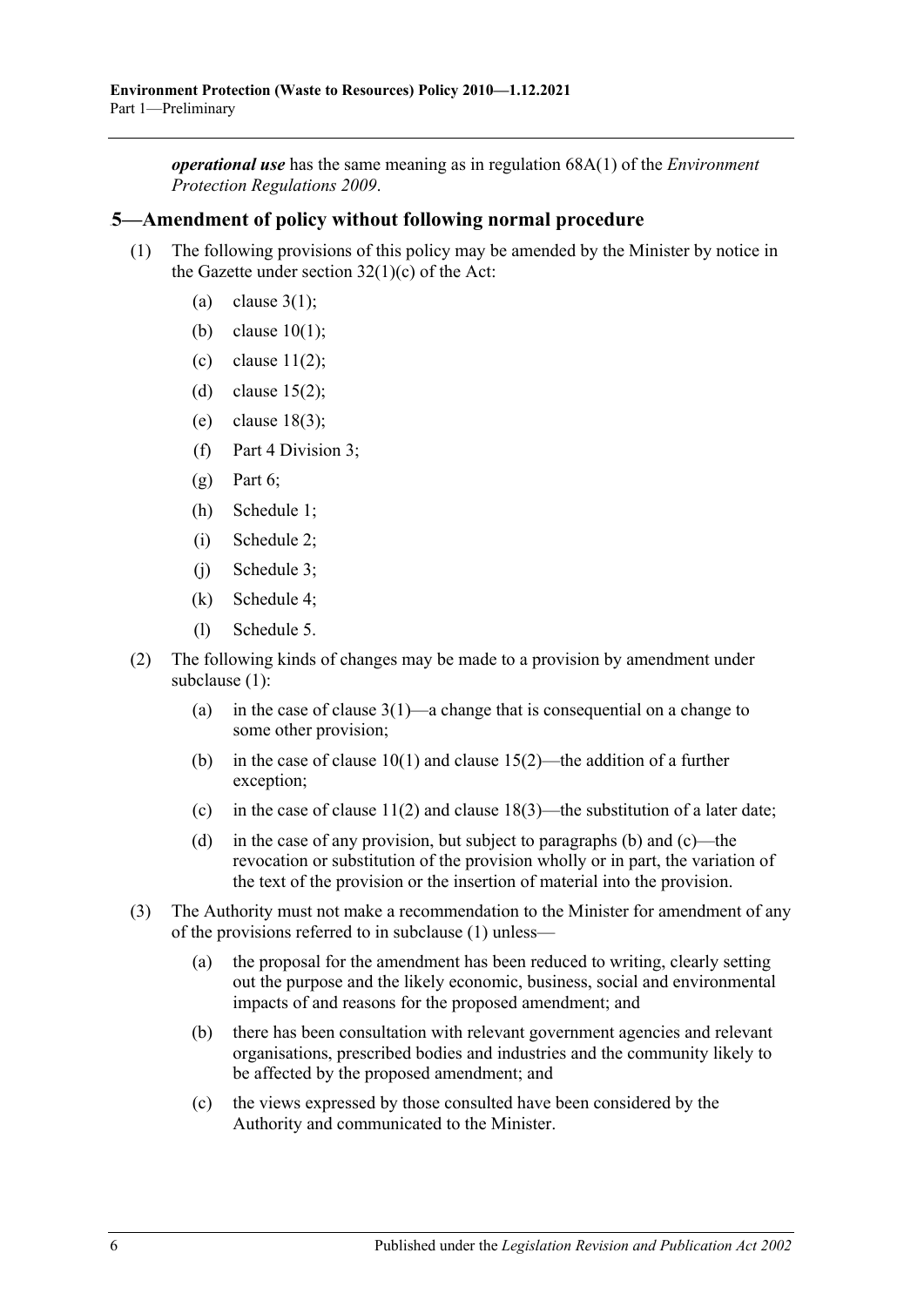***operational use*** has the same meaning as in regulation 68A(1) of the *Environment Protection Regulations 2009*.

## 5—Amendment of policy without following normal procedure

(1) The following provisions of this policy may be amended by the Minister by notice in the Gazette under section 32(1)(c) of the Act:

- (a) clause 3(1);
- (b) clause 10(1);
- (c) clause 11(2);
- (d) clause 15(2);
- (e) clause 18(3);
- (f) Part 4 Division 3;
- (g) Part 6;
- (h) Schedule 1;
- (i) Schedule 2;
- (j) Schedule 3;
- (k) Schedule 4;
- (l) Schedule 5.

(2) The following kinds of changes may be made to a provision by amendment under subclause (1):

- (a) in the case of clause 3(1)—a change that is consequential on a change to some other provision;
- (b) in the case of clause 10(1) and clause 15(2)—the addition of a further exception;
- (c) in the case of clause 11(2) and clause 18(3)—the substitution of a later date;
- (d) in the case of any provision, but subject to paragraphs (b) and (c)—the revocation or substitution of the provision wholly or in part, the variation of the text of the provision or the insertion of material into the provision.

(3) The Authority must not make a recommendation to the Minister for amendment of any of the provisions referred to in subclause (1) unless—

- (a) the proposal for the amendment has been reduced to writing, clearly setting out the purpose and the likely economic, business, social and environmental impacts of and reasons for the proposed amendment; and
- (b) there has been consultation with relevant government agencies and relevant organisations, prescribed bodies and industries and the community likely to be affected by the proposed amendment; and
- (c) the views expressed by those consulted have been considered by the Authority and communicated to the Minister.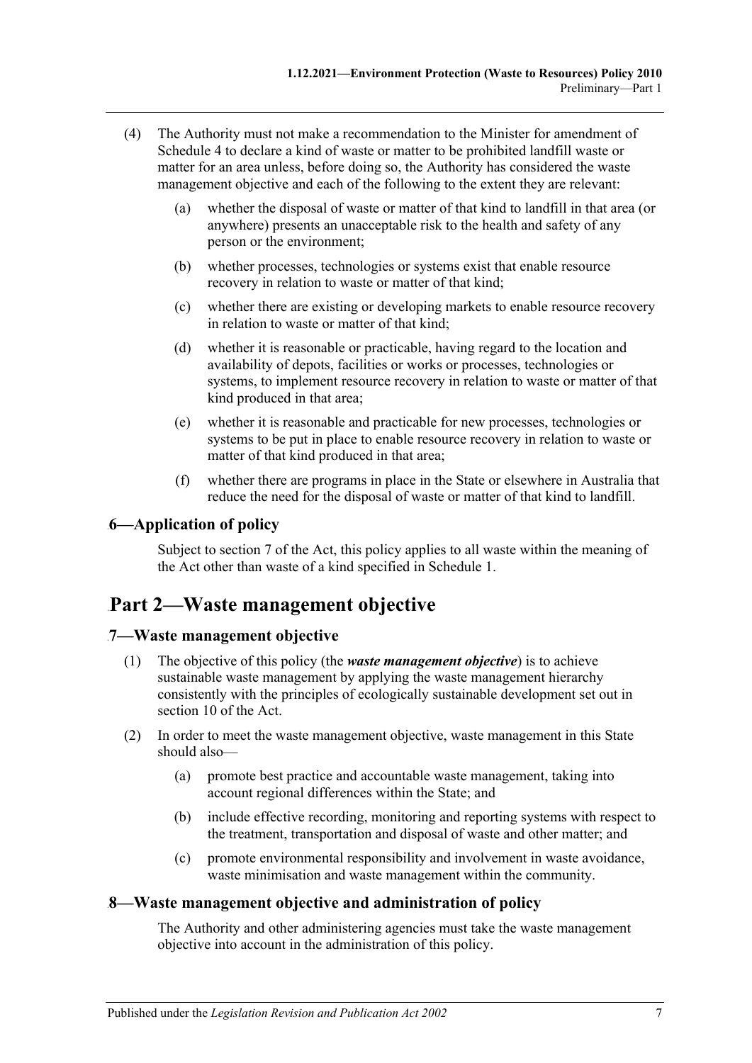(4) The Authority must not make a recommendation to the Minister for amendment of Schedule 4 to declare a kind of waste or matter to be prohibited landfill waste or matter for an area unless, before doing so, the Authority has considered the waste management objective and each of the following to the extent they are relevant:

(a) whether the disposal of waste or matter of that kind to landfill in that area (or anywhere) presents an unacceptable risk to the health and safety of any person or the environment;

(b) whether processes, technologies or systems exist that enable resource recovery in relation to waste or matter of that kind;

(c) whether there are existing or developing markets to enable resource recovery in relation to waste or matter of that kind;

(d) whether it is reasonable or practicable, having regard to the location and availability of depots, facilities or works or processes, technologies or systems, to implement resource recovery in relation to waste or matter of that kind produced in that area;

(e) whether it is reasonable and practicable for new processes, technologies or systems to be put in place to enable resource recovery in relation to waste or matter of that kind produced in that area;

(f) whether there are programs in place in the State or elsewhere in Australia that reduce the need for the disposal of waste or matter of that kind to landfill.

### 6—Application of policy

Subject to section 7 of the Act, this policy applies to all waste within the meaning of the Act other than waste of a kind specified in Schedule 1.

## Part 2—Waste management objective

### 7—Waste management objective

(1) The objective of this policy (the ***waste management objective***) is to achieve sustainable waste management by applying the waste management hierarchy consistently with the principles of ecologically sustainable development set out in section 10 of the Act.

(2) In order to meet the waste management objective, waste management in this State should also—

(a) promote best practice and accountable waste management, taking into account regional differences within the State; and

(b) include effective recording, monitoring and reporting systems with respect to the treatment, transportation and disposal of waste and other matter; and

(c) promote environmental responsibility and involvement in waste avoidance, waste minimisation and waste management within the community.

### 8—Waste management objective and administration of policy

The Authority and other administering agencies must take the waste management objective into account in the administration of this policy.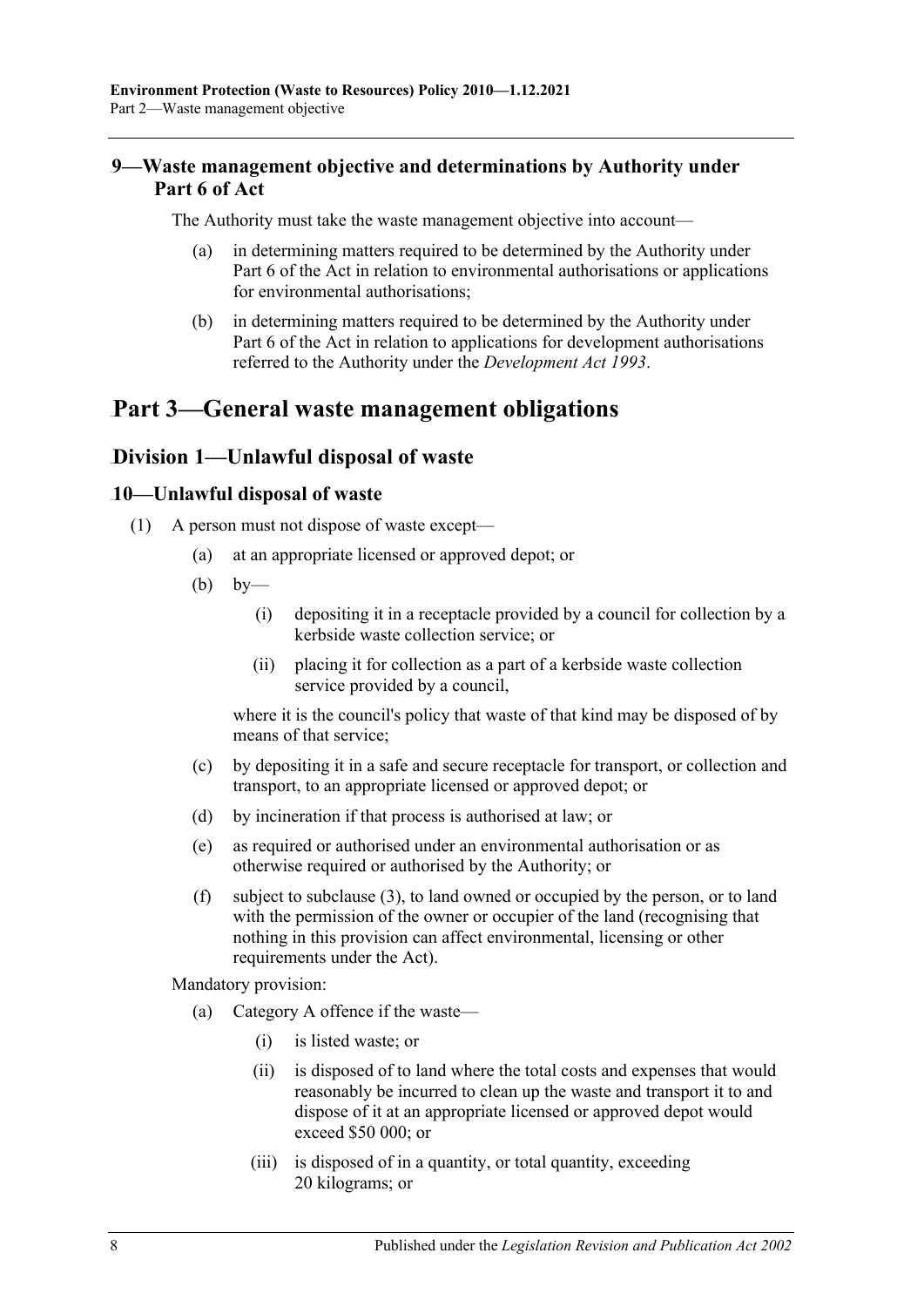## 9—Waste management objective and determinations by Authority under Part 6 of Act

The Authority must take the waste management objective into account—

- (a) in determining matters required to be determined by the Authority under Part 6 of the Act in relation to environmental authorisations or applications for environmental authorisations;
- (b) in determining matters required to be determined by the Authority under Part 6 of the Act in relation to applications for development authorisations referred to the Authority under the *Development Act 1993*.

# Part 3—General waste management obligations

## Division 1—Unlawful disposal of waste

### 10—Unlawful disposal of waste

(1) A person must not dispose of waste except—

- (a) at an appropriate licensed or approved depot; or
- (b) by—
  - (i) depositing it in a receptacle provided by a council for collection by a kerbside waste collection service; or
  - (ii) placing it for collection as a part of a kerbside waste collection service provided by a council,

  where it is the council's policy that waste of that kind may be disposed of by means of that service;
- (c) by depositing it in a safe and secure receptacle for transport, or collection and transport, to an appropriate licensed or approved depot; or
- (d) by incineration if that process is authorised at law; or
- (e) as required or authorised under an environmental authorisation or as otherwise required or authorised by the Authority; or
- (f) subject to subclause (3), to land owned or occupied by the person, or to land with the permission of the owner or occupier of the land (recognising that nothing in this provision can affect environmental, licensing or other requirements under the Act).

Mandatory provision:

- (a) Category A offence if the waste—
  - (i) is listed waste; or
  - (ii) is disposed of to land where the total costs and expenses that would reasonably be incurred to clean up the waste and transport it to and dispose of it at an appropriate licensed or approved depot would exceed $50 000; or
  - (iii) is disposed of in a quantity, or total quantity, exceeding 20 kilograms; or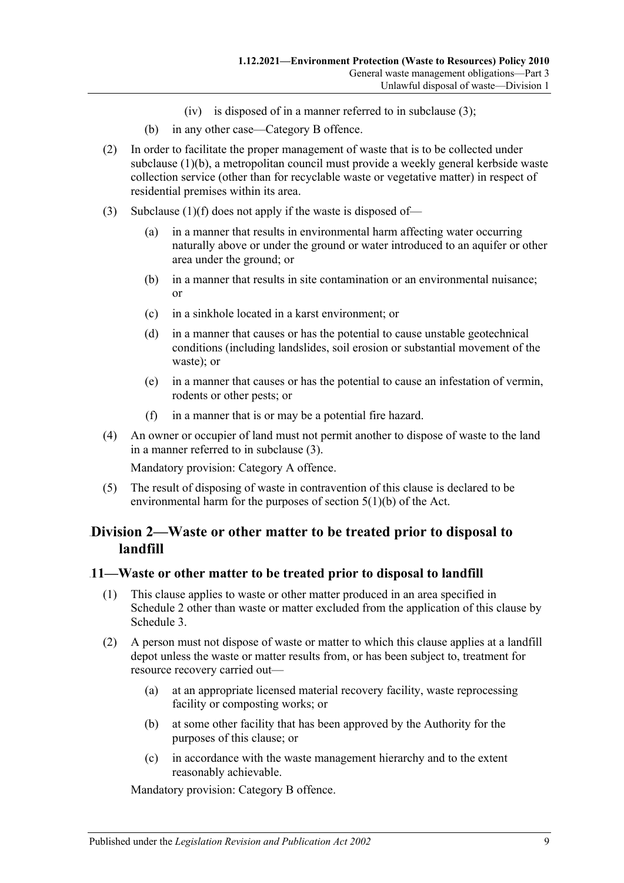(iv) is disposed of in a manner referred to in subclause (3);

(b) in any other case—Category B offence.

(2) In order to facilitate the proper management of waste that is to be collected under subclause (1)(b), a metropolitan council must provide a weekly general kerbside waste collection service (other than for recyclable waste or vegetative matter) in respect of residential premises within its area.

(3) Subclause (1)(f) does not apply if the waste is disposed of—

(a) in a manner that results in environmental harm affecting water occurring naturally above or under the ground or water introduced to an aquifer or other area under the ground; or

(b) in a manner that results in site contamination or an environmental nuisance; or

(c) in a sinkhole located in a karst environment; or

(d) in a manner that causes or has the potential to cause unstable geotechnical conditions (including landslides, soil erosion or substantial movement of the waste); or

(e) in a manner that causes or has the potential to cause an infestation of vermin, rodents or other pests; or

(f) in a manner that is or may be a potential fire hazard.

(4) An owner or occupier of land must not permit another to dispose of waste to the land in a manner referred to in subclause (3).

Mandatory provision: Category A offence.

(5) The result of disposing of waste in contravention of this clause is declared to be environmental harm for the purposes of section 5(1)(b) of the Act.

## Division 2—Waste or other matter to be treated prior to disposal to landfill

### 11—Waste or other matter to be treated prior to disposal to landfill

(1) This clause applies to waste or other matter produced in an area specified in Schedule 2 other than waste or matter excluded from the application of this clause by Schedule 3.

(2) A person must not dispose of waste or matter to which this clause applies at a landfill depot unless the waste or matter results from, or has been subject to, treatment for resource recovery carried out—

(a) at an appropriate licensed material recovery facility, waste reprocessing facility or composting works; or

(b) at some other facility that has been approved by the Authority for the purposes of this clause; or

(c) in accordance with the waste management hierarchy and to the extent reasonably achievable.

Mandatory provision: Category B offence.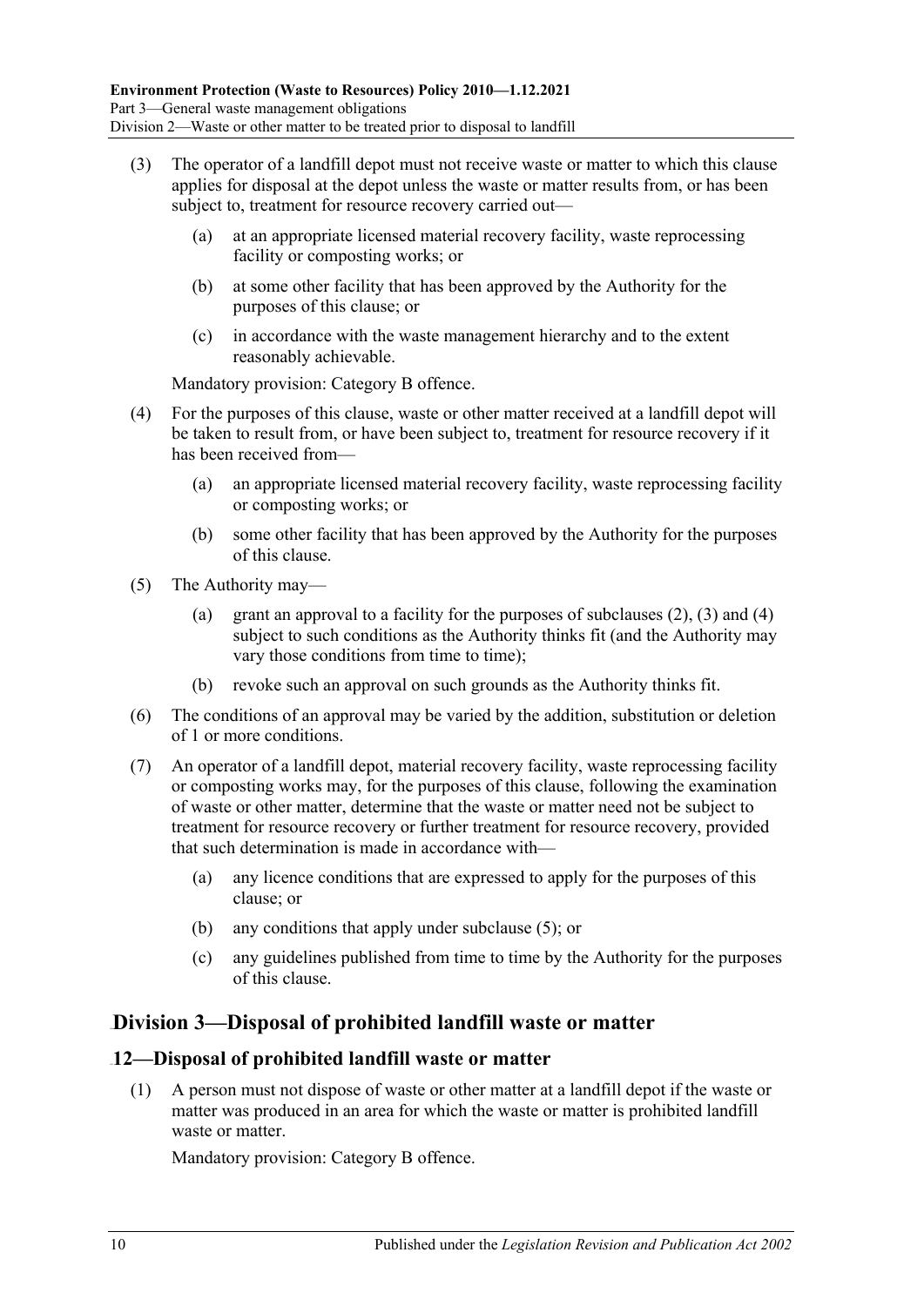(3) The operator of a landfill depot must not receive waste or matter to which this clause applies for disposal at the depot unless the waste or matter results from, or has been subject to, treatment for resource recovery carried out—

(a) at an appropriate licensed material recovery facility, waste reprocessing facility or composting works; or

(b) at some other facility that has been approved by the Authority for the purposes of this clause; or

(c) in accordance with the waste management hierarchy and to the extent reasonably achievable.

Mandatory provision: Category B offence.

(4) For the purposes of this clause, waste or other matter received at a landfill depot will be taken to result from, or have been subject to, treatment for resource recovery if it has been received from—

(a) an appropriate licensed material recovery facility, waste reprocessing facility or composting works; or

(b) some other facility that has been approved by the Authority for the purposes of this clause.

(5) The Authority may—

(a) grant an approval to a facility for the purposes of subclauses (2), (3) and (4) subject to such conditions as the Authority thinks fit (and the Authority may vary those conditions from time to time);

(b) revoke such an approval on such grounds as the Authority thinks fit.

(6) The conditions of an approval may be varied by the addition, substitution or deletion of 1 or more conditions.

(7) An operator of a landfill depot, material recovery facility, waste reprocessing facility or composting works may, for the purposes of this clause, following the examination of waste or other matter, determine that the waste or matter need not be subject to treatment for resource recovery or further treatment for resource recovery, provided that such determination is made in accordance with—

(a) any licence conditions that are expressed to apply for the purposes of this clause; or

(b) any conditions that apply under subclause (5); or

(c) any guidelines published from time to time by the Authority for the purposes of this clause.

## Division 3—Disposal of prohibited landfill waste or matter

### 12—Disposal of prohibited landfill waste or matter

(1) A person must not dispose of waste or other matter at a landfill depot if the waste or matter was produced in an area for which the waste or matter is prohibited landfill waste or matter.

Mandatory provision: Category B offence.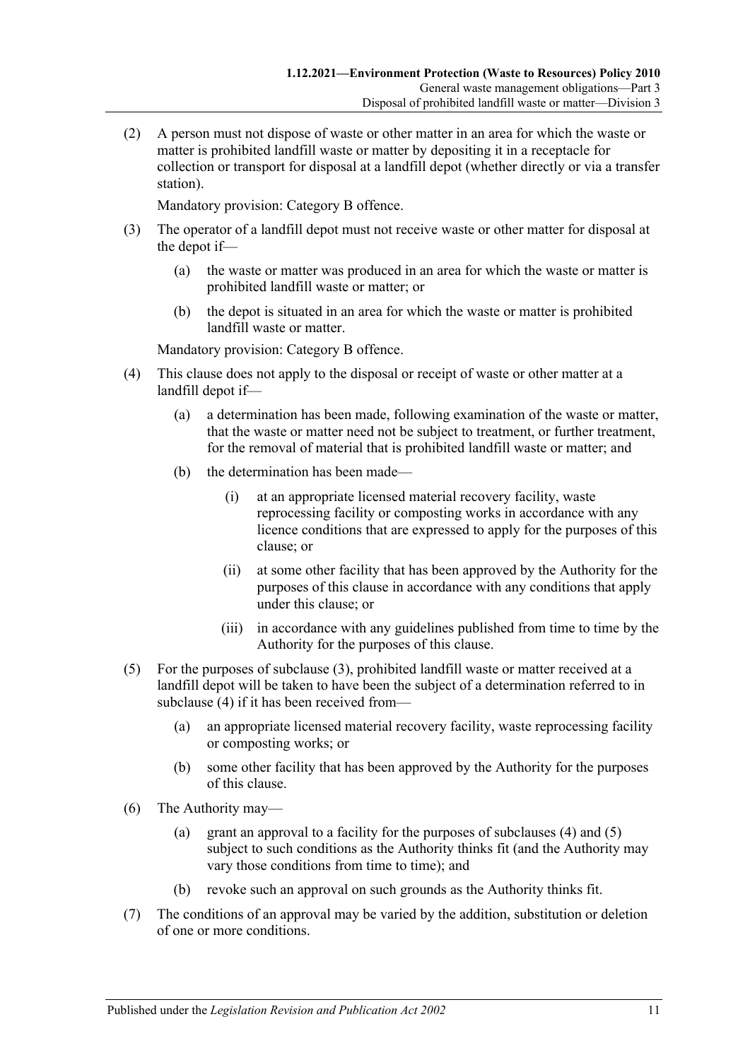(2) A person must not dispose of waste or other matter in an area for which the waste or matter is prohibited landfill waste or matter by depositing it in a receptacle for collection or transport for disposal at a landfill depot (whether directly or via a transfer station).

Mandatory provision: Category B offence.

(3) The operator of a landfill depot must not receive waste or other matter for disposal at the depot if—

(a) the waste or matter was produced in an area for which the waste or matter is prohibited landfill waste or matter; or

(b) the depot is situated in an area for which the waste or matter is prohibited landfill waste or matter.

Mandatory provision: Category B offence.

(4) This clause does not apply to the disposal or receipt of waste or other matter at a landfill depot if—

(a) a determination has been made, following examination of the waste or matter, that the waste or matter need not be subject to treatment, or further treatment, for the removal of material that is prohibited landfill waste or matter; and

(b) the determination has been made—

(i) at an appropriate licensed material recovery facility, waste reprocessing facility or composting works in accordance with any licence conditions that are expressed to apply for the purposes of this clause; or

(ii) at some other facility that has been approved by the Authority for the purposes of this clause in accordance with any conditions that apply under this clause; or

(iii) in accordance with any guidelines published from time to time by the Authority for the purposes of this clause.

(5) For the purposes of subclause (3), prohibited landfill waste or matter received at a landfill depot will be taken to have been the subject of a determination referred to in subclause (4) if it has been received from—

(a) an appropriate licensed material recovery facility, waste reprocessing facility or composting works; or

(b) some other facility that has been approved by the Authority for the purposes of this clause.

(6) The Authority may—

(a) grant an approval to a facility for the purposes of subclauses (4) and (5) subject to such conditions as the Authority thinks fit (and the Authority may vary those conditions from time to time); and

(b) revoke such an approval on such grounds as the Authority thinks fit.

(7) The conditions of an approval may be varied by the addition, substitution or deletion of one or more conditions.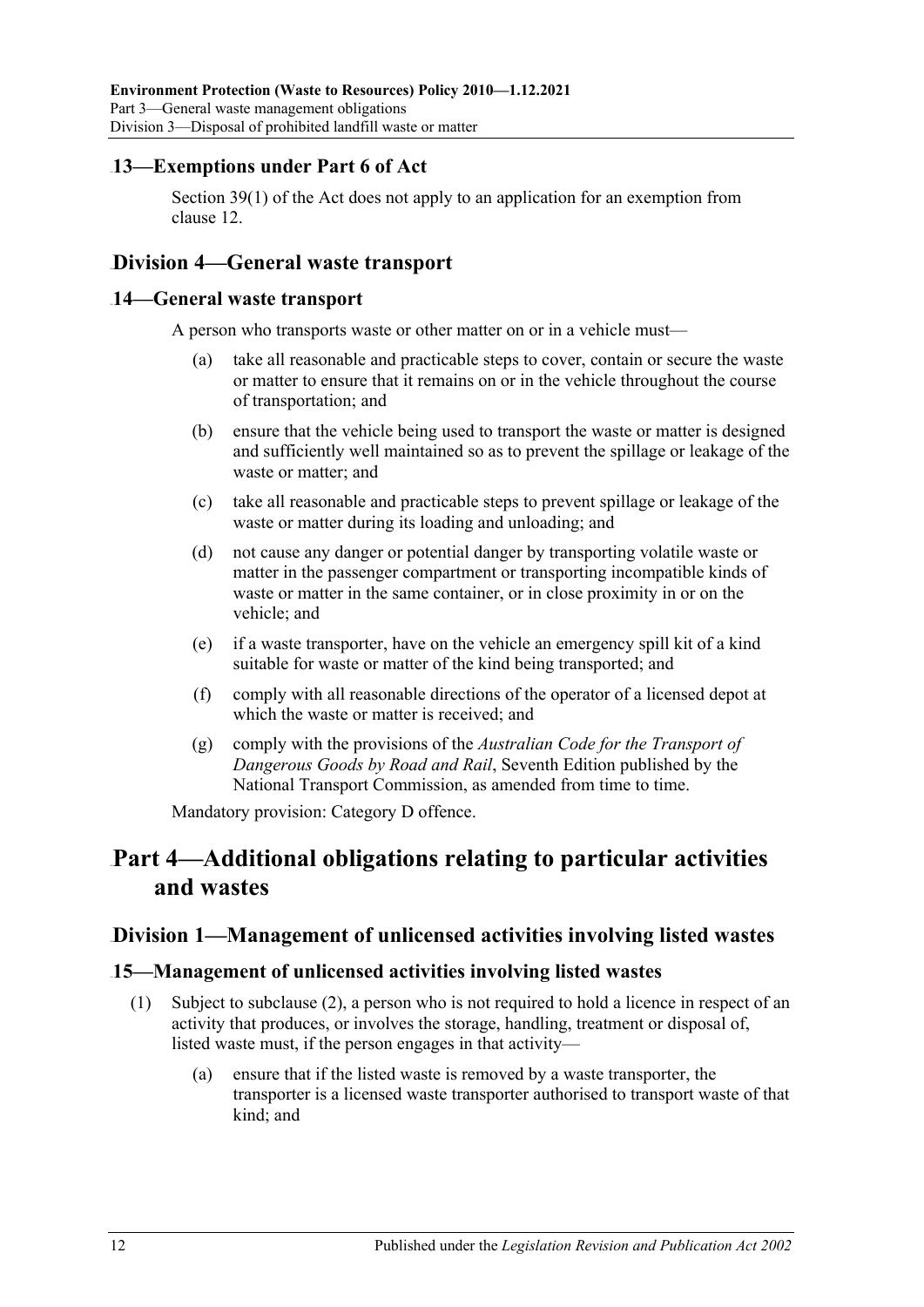### 13—Exemptions under Part 6 of Act

Section 39(1) of the Act does not apply to an application for an exemption from clause 12.

## Division 4—General waste transport

### 14—General waste transport

A person who transports waste or other matter on or in a vehicle must—

(a) take all reasonable and practicable steps to cover, contain or secure the waste or matter to ensure that it remains on or in the vehicle throughout the course of transportation; and

(b) ensure that the vehicle being used to transport the waste or matter is designed and sufficiently well maintained so as to prevent the spillage or leakage of the waste or matter; and

(c) take all reasonable and practicable steps to prevent spillage or leakage of the waste or matter during its loading and unloading; and

(d) not cause any danger or potential danger by transporting volatile waste or matter in the passenger compartment or transporting incompatible kinds of waste or matter in the same container, or in close proximity in or on the vehicle; and

(e) if a waste transporter, have on the vehicle an emergency spill kit of a kind suitable for waste or matter of the kind being transported; and

(f) comply with all reasonable directions of the operator of a licensed depot at which the waste or matter is received; and

(g) comply with the provisions of the *Australian Code for the Transport of Dangerous Goods by Road and Rail*, Seventh Edition published by the National Transport Commission, as amended from time to time.

Mandatory provision: Category D offence.

# Part 4—Additional obligations relating to particular activities and wastes

## Division 1—Management of unlicensed activities involving listed wastes

### 15—Management of unlicensed activities involving listed wastes

(1) Subject to subclause (2), a person who is not required to hold a licence in respect of an activity that produces, or involves the storage, handling, treatment or disposal of, listed waste must, if the person engages in that activity—

(a) ensure that if the listed waste is removed by a waste transporter, the transporter is a licensed waste transporter authorised to transport waste of that kind; and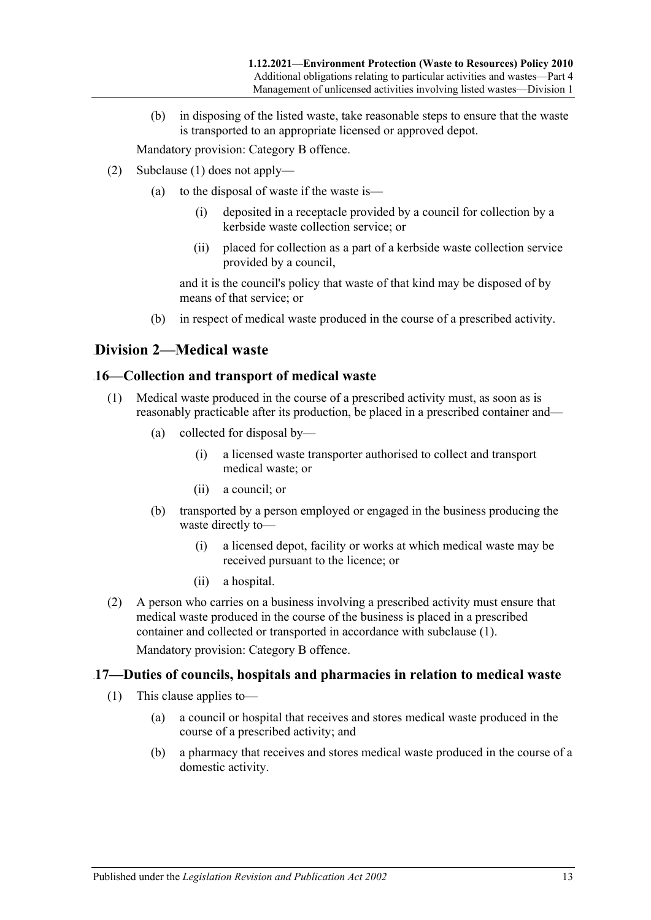(b) in disposing of the listed waste, take reasonable steps to ensure that the waste is transported to an appropriate licensed or approved depot.

Mandatory provision: Category B offence.

(2) Subclause (1) does not apply—

(a) to the disposal of waste if the waste is—

(i) deposited in a receptacle provided by a council for collection by a kerbside waste collection service; or

(ii) placed for collection as a part of a kerbside waste collection service provided by a council,

and it is the council's policy that waste of that kind may be disposed of by means of that service; or

(b) in respect of medical waste produced in the course of a prescribed activity.

## Division 2—Medical waste

### 16—Collection and transport of medical waste

(1) Medical waste produced in the course of a prescribed activity must, as soon as is reasonably practicable after its production, be placed in a prescribed container and—

(a) collected for disposal by—

(i) a licensed waste transporter authorised to collect and transport medical waste; or

(ii) a council; or

(b) transported by a person employed or engaged in the business producing the waste directly to—

(i) a licensed depot, facility or works at which medical waste may be received pursuant to the licence; or

(ii) a hospital.

(2) A person who carries on a business involving a prescribed activity must ensure that medical waste produced in the course of the business is placed in a prescribed container and collected or transported in accordance with subclause (1).

Mandatory provision: Category B offence.

### 17—Duties of councils, hospitals and pharmacies in relation to medical waste

(1) This clause applies to—

(a) a council or hospital that receives and stores medical waste produced in the course of a prescribed activity; and

(b) a pharmacy that receives and stores medical waste produced in the course of a domestic activity.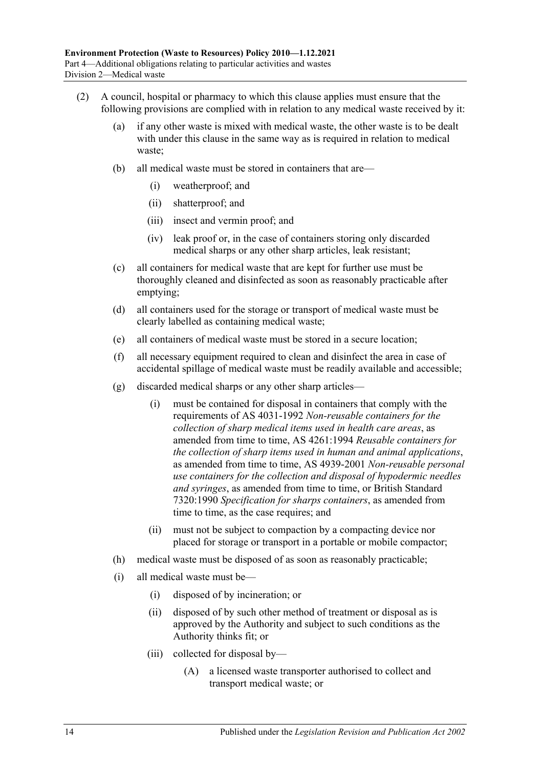(2) A council, hospital or pharmacy to which this clause applies must ensure that the following provisions are complied with in relation to any medical waste received by it:

   (a) if any other waste is mixed with medical waste, the other waste is to be dealt with under this clause in the same way as is required in relation to medical waste;

   (b) all medical waste must be stored in containers that are—

      (i) weatherproof; and

      (ii) shatterproof; and

      (iii) insect and vermin proof; and

      (iv) leak proof or, in the case of containers storing only discarded medical sharps or any other sharp articles, leak resistant;

   (c) all containers for medical waste that are kept for further use must be thoroughly cleaned and disinfected as soon as reasonably practicable after emptying;

   (d) all containers used for the storage or transport of medical waste must be clearly labelled as containing medical waste;

   (e) all containers of medical waste must be stored in a secure location;

   (f) all necessary equipment required to clean and disinfect the area in case of accidental spillage of medical waste must be readily available and accessible;

   (g) discarded medical sharps or any other sharp articles—

      (i) must be contained for disposal in containers that comply with the requirements of AS 4031-1992 *Non-reusable containers for the collection of sharp medical items used in health care areas*, as amended from time to time, AS 4261:1994 *Reusable containers for the collection of sharp items used in human and animal applications*, as amended from time to time, AS 4939-2001 *Non-reusable personal use containers for the collection and disposal of hypodermic needles and syringes*, as amended from time to time, or British Standard 7320:1990 *Specification for sharps containers*, as amended from time to time, as the case requires; and

      (ii) must not be subject to compaction by a compacting device nor placed for storage or transport in a portable or mobile compactor;

   (h) medical waste must be disposed of as soon as reasonably practicable;

   (i) all medical waste must be—

      (i) disposed of by incineration; or

      (ii) disposed of by such other method of treatment or disposal as is approved by the Authority and subject to such conditions as the Authority thinks fit; or

      (iii) collected for disposal by—

         (A) a licensed waste transporter authorised to collect and transport medical waste; or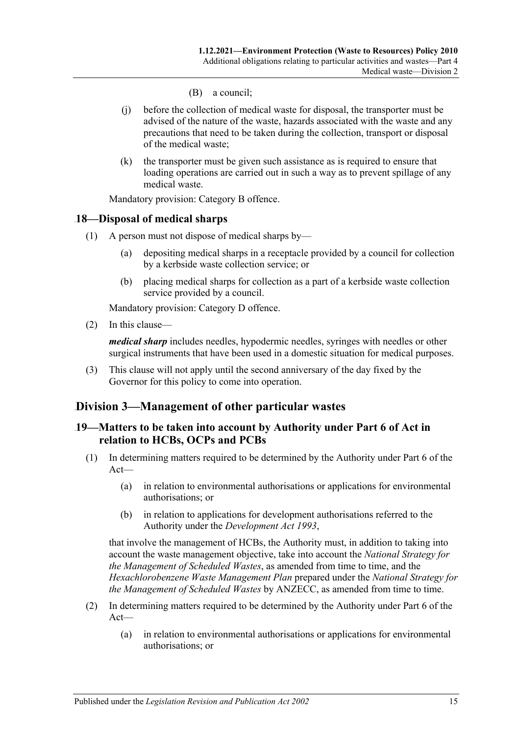(B) a council;

(j) before the collection of medical waste for disposal, the transporter must be advised of the nature of the waste, hazards associated with the waste and any precautions that need to be taken during the collection, transport or disposal of the medical waste;

(k) the transporter must be given such assistance as is required to ensure that loading operations are carried out in such a way as to prevent spillage of any medical waste.

Mandatory provision: Category B offence.

## 18—Disposal of medical sharps

(1) A person must not dispose of medical sharps by—

(a) depositing medical sharps in a receptacle provided by a council for collection by a kerbside waste collection service; or

(b) placing medical sharps for collection as a part of a kerbside waste collection service provided by a council.

Mandatory provision: Category D offence.

(2) In this clause—

***medical sharp*** includes needles, hypodermic needles, syringes with needles or other surgical instruments that have been used in a domestic situation for medical purposes.

(3) This clause will not apply until the second anniversary of the day fixed by the Governor for this policy to come into operation.

# Division 3—Management of other particular wastes

## 19—Matters to be taken into account by Authority under Part 6 of Act in relation to HCBs, OCPs and PCBs

(1) In determining matters required to be determined by the Authority under Part 6 of the Act—

(a) in relation to environmental authorisations or applications for environmental authorisations; or

(b) in relation to applications for development authorisations referred to the Authority under the *Development Act 1993*,

that involve the management of HCBs, the Authority must, in addition to taking into account the waste management objective, take into account the *National Strategy for the Management of Scheduled Wastes*, as amended from time to time, and the *Hexachlorobenzene Waste Management Plan* prepared under the *National Strategy for the Management of Scheduled Wastes* by ANZECC, as amended from time to time.

(2) In determining matters required to be determined by the Authority under Part 6 of the Act—

(a) in relation to environmental authorisations or applications for environmental authorisations; or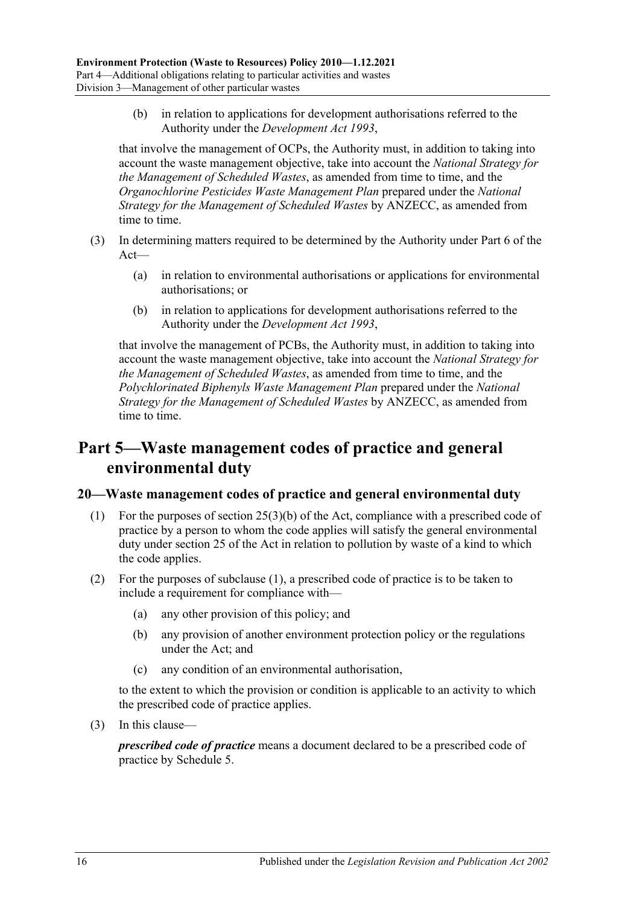(b) in relation to applications for development authorisations referred to the Authority under the *Development Act 1993*,

that involve the management of OCPs, the Authority must, in addition to taking into account the waste management objective, take into account the *National Strategy for the Management of Scheduled Wastes*, as amended from time to time, and the *Organochlorine Pesticides Waste Management Plan* prepared under the *National Strategy for the Management of Scheduled Wastes* by ANZECC, as amended from time to time.

(3) In determining matters required to be determined by the Authority under Part 6 of the Act—

(a) in relation to environmental authorisations or applications for environmental authorisations; or

(b) in relation to applications for development authorisations referred to the Authority under the *Development Act 1993*,

that involve the management of PCBs, the Authority must, in addition to taking into account the waste management objective, take into account the *National Strategy for the Management of Scheduled Wastes*, as amended from time to time, and the *Polychlorinated Biphenyls Waste Management Plan* prepared under the *National Strategy for the Management of Scheduled Wastes* by ANZECC, as amended from time to time.

# Part 5—Waste management codes of practice and general environmental duty

## 20—Waste management codes of practice and general environmental duty

(1) For the purposes of section 25(3)(b) of the Act, compliance with a prescribed code of practice by a person to whom the code applies will satisfy the general environmental duty under section 25 of the Act in relation to pollution by waste of a kind to which the code applies.

(2) For the purposes of subclause (1), a prescribed code of practice is to be taken to include a requirement for compliance with—

(a) any other provision of this policy; and

(b) any provision of another environment protection policy or the regulations under the Act; and

(c) any condition of an environmental authorisation,

to the extent to which the provision or condition is applicable to an activity to which the prescribed code of practice applies.

(3) In this clause—

***prescribed code of practice*** means a document declared to be a prescribed code of practice by Schedule 5.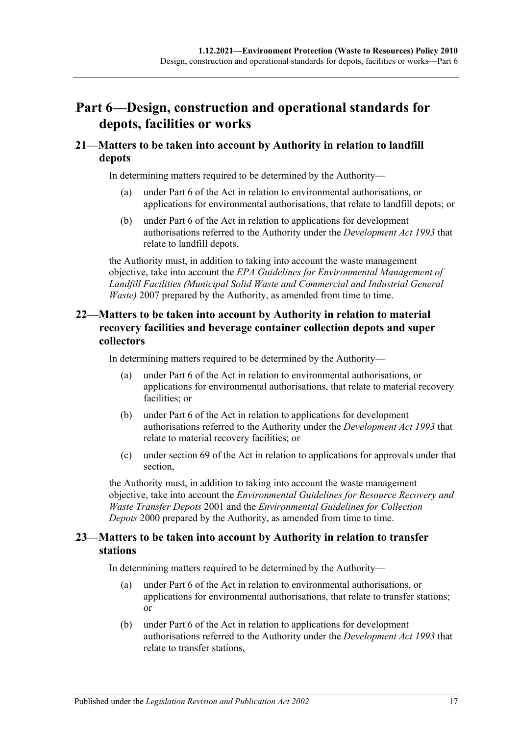# Part 6—Design, construction and operational standards for depots, facilities or works

## 21—Matters to be taken into account by Authority in relation to landfill depots

In determining matters required to be determined by the Authority—

(a) under Part 6 of the Act in relation to environmental authorisations, or applications for environmental authorisations, that relate to landfill depots; or

(b) under Part 6 of the Act in relation to applications for development authorisations referred to the Authority under the *Development Act 1993* that relate to landfill depots,

the Authority must, in addition to taking into account the waste management objective, take into account the *EPA Guidelines for Environmental Management of Landfill Facilities (Municipal Solid Waste and Commercial and Industrial General Waste)* 2007 prepared by the Authority, as amended from time to time.

## 22—Matters to be taken into account by Authority in relation to material recovery facilities and beverage container collection depots and super collectors

In determining matters required to be determined by the Authority—

(a) under Part 6 of the Act in relation to environmental authorisations, or applications for environmental authorisations, that relate to material recovery facilities; or

(b) under Part 6 of the Act in relation to applications for development authorisations referred to the Authority under the *Development Act 1993* that relate to material recovery facilities; or

(c) under section 69 of the Act in relation to applications for approvals under that section,

the Authority must, in addition to taking into account the waste management objective, take into account the *Environmental Guidelines for Resource Recovery and Waste Transfer Depots* 2001 and the *Environmental Guidelines for Collection Depots* 2000 prepared by the Authority, as amended from time to time.

## 23—Matters to be taken into account by Authority in relation to transfer stations

In determining matters required to be determined by the Authority—

(a) under Part 6 of the Act in relation to environmental authorisations, or applications for environmental authorisations, that relate to transfer stations; or

(b) under Part 6 of the Act in relation to applications for development authorisations referred to the Authority under the *Development Act 1993* that relate to transfer stations,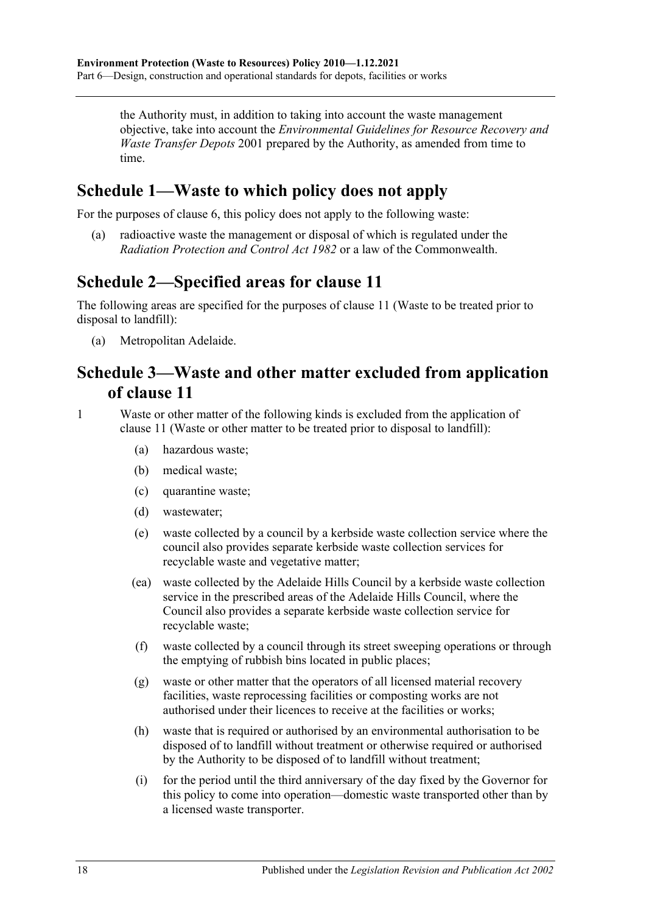the Authority must, in addition to taking into account the waste management objective, take into account the *Environmental Guidelines for Resource Recovery and Waste Transfer Depots* 2001 prepared by the Authority, as amended from time to time.

## Schedule 1—Waste to which policy does not apply

For the purposes of clause 6, this policy does not apply to the following waste:

(a) radioactive waste the management or disposal of which is regulated under the *Radiation Protection and Control Act 1982* or a law of the Commonwealth.

## Schedule 2—Specified areas for clause 11

The following areas are specified for the purposes of clause 11 (Waste to be treated prior to disposal to landfill):

(a) Metropolitan Adelaide.

## Schedule 3—Waste and other matter excluded from application of clause 11

1 Waste or other matter of the following kinds is excluded from the application of clause 11 (Waste or other matter to be treated prior to disposal to landfill):

(a) hazardous waste;

(b) medical waste;

(c) quarantine waste;

(d) wastewater;

(e) waste collected by a council by a kerbside waste collection service where the council also provides separate kerbside waste collection services for recyclable waste and vegetative matter;

(ea) waste collected by the Adelaide Hills Council by a kerbside waste collection service in the prescribed areas of the Adelaide Hills Council, where the Council also provides a separate kerbside waste collection service for recyclable waste;

(f) waste collected by a council through its street sweeping operations or through the emptying of rubbish bins located in public places;

(g) waste or other matter that the operators of all licensed material recovery facilities, waste reprocessing facilities or composting works are not authorised under their licences to receive at the facilities or works;

(h) waste that is required or authorised by an environmental authorisation to be disposed of to landfill without treatment or otherwise required or authorised by the Authority to be disposed of to landfill without treatment;

(i) for the period until the third anniversary of the day fixed by the Governor for this policy to come into operation—domestic waste transported other than by a licensed waste transporter.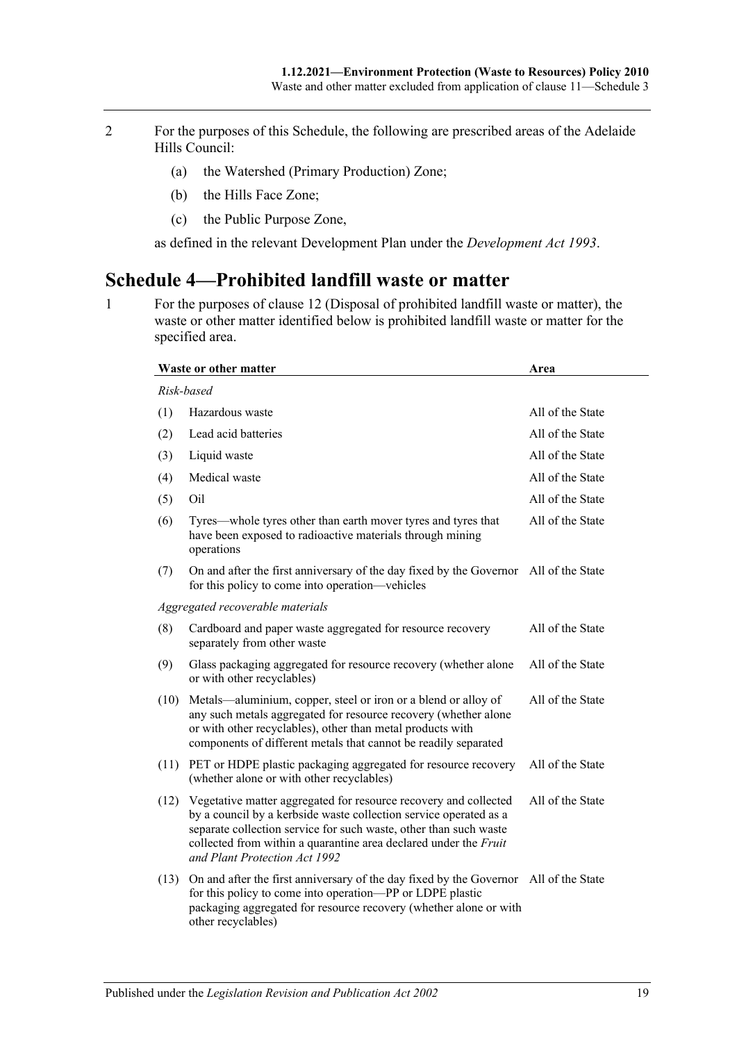2 For the purposes of this Schedule, the following are prescribed areas of the Adelaide Hills Council:

(a) the Watershed (Primary Production) Zone;

(b) the Hills Face Zone;

(c) the Public Purpose Zone,

as defined in the relevant Development Plan under the *Development Act 1993*.

## Schedule 4—Prohibited landfill waste or matter

1 For the purposes of clause 12 (Disposal of prohibited landfill waste or matter), the waste or other matter identified below is prohibited landfill waste or matter for the specified area.

| | Waste or other matter | Area |
|---|---|---|
| | *Risk-based* | |
| (1) | Hazardous waste | All of the State |
| (2) | Lead acid batteries | All of the State |
| (3) | Liquid waste | All of the State |
| (4) | Medical waste | All of the State |
| (5) | Oil | All of the State |
| (6) | Tyres—whole tyres other than earth mover tyres and tyres that have been exposed to radioactive materials through mining operations | All of the State |
| (7) | On and after the first anniversary of the day fixed by the Governor for this policy to come into operation—vehicles | All of the State |
| | *Aggregated recoverable materials* | |
| (8) | Cardboard and paper waste aggregated for resource recovery separately from other waste | All of the State |
| (9) | Glass packaging aggregated for resource recovery (whether alone or with other recyclables) | All of the State |
| (10) | Metals—aluminium, copper, steel or iron or a blend or alloy of any such metals aggregated for resource recovery (whether alone or with other recyclables), other than metal products with components of different metals that cannot be readily separated | All of the State |
| (11) | PET or HDPE plastic packaging aggregated for resource recovery (whether alone or with other recyclables) | All of the State |
| (12) | Vegetative matter aggregated for resource recovery and collected by a council by a kerbside waste collection service operated as a separate collection service for such waste, other than such waste collected from within a quarantine area declared under the *Fruit and Plant Protection Act 1992* | All of the State |
| (13) | On and after the first anniversary of the day fixed by the Governor for this policy to come into operation—PP or LDPE plastic packaging aggregated for resource recovery (whether alone or with other recyclables) | All of the State |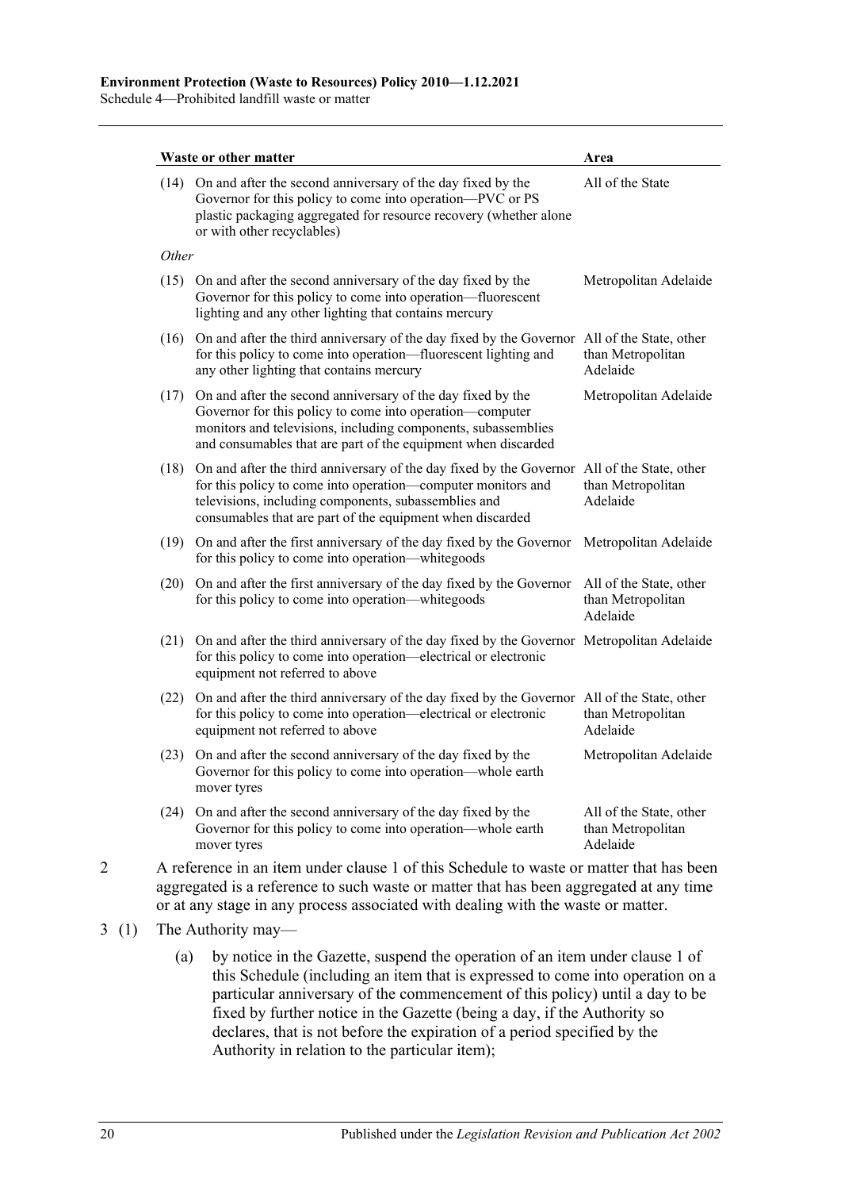| Waste or other matter | Area |
|---|---|
| (14) On and after the second anniversary of the day fixed by the Governor for this policy to come into operation—PVC or PS plastic packaging aggregated for resource recovery (whether alone or with other recyclables) | All of the State |
| *Other* | |
| (15) On and after the second anniversary of the day fixed by the Governor for this policy to come into operation—fluorescent lighting and any other lighting that contains mercury | Metropolitan Adelaide |
| (16) On and after the third anniversary of the day fixed by the Governor for this policy to come into operation—fluorescent lighting and any other lighting that contains mercury | All of the State, other than Metropolitan Adelaide |
| (17) On and after the second anniversary of the day fixed by the Governor for this policy to come into operation—computer monitors and televisions, including components, subassemblies and consumables that are part of the equipment when discarded | Metropolitan Adelaide |
| (18) On and after the third anniversary of the day fixed by the Governor for this policy to come into operation—computer monitors and televisions, including components, subassemblies and consumables that are part of the equipment when discarded | All of the State, other than Metropolitan Adelaide |
| (19) On and after the first anniversary of the day fixed by the Governor for this policy to come into operation—whitegoods | Metropolitan Adelaide |
| (20) On and after the first anniversary of the day fixed by the Governor for this policy to come into operation—whitegoods | All of the State, other than Metropolitan Adelaide |
| (21) On and after the third anniversary of the day fixed by the Governor for this policy to come into operation—electrical or electronic equipment not referred to above | Metropolitan Adelaide |
| (22) On and after the third anniversary of the day fixed by the Governor for this policy to come into operation—electrical or electronic equipment not referred to above | All of the State, other than Metropolitan Adelaide |
| (23) On and after the second anniversary of the day fixed by the Governor for this policy to come into operation—whole earth mover tyres | Metropolitan Adelaide |
| (24) On and after the second anniversary of the day fixed by the Governor for this policy to come into operation—whole earth mover tyres | All of the State, other than Metropolitan Adelaide |

2 A reference in an item under clause 1 of this Schedule to waste or matter that has been aggregated is a reference to such waste or matter that has been aggregated at any time or at any stage in any process associated with dealing with the waste or matter.

3 (1) The Authority may—

(a) by notice in the Gazette, suspend the operation of an item under clause 1 of this Schedule (including an item that is expressed to come into operation on a particular anniversary of the commencement of this policy) until a day to be fixed by further notice in the Gazette (being a day, if the Authority so declares, that is not before the expiration of a period specified by the Authority in relation to the particular item);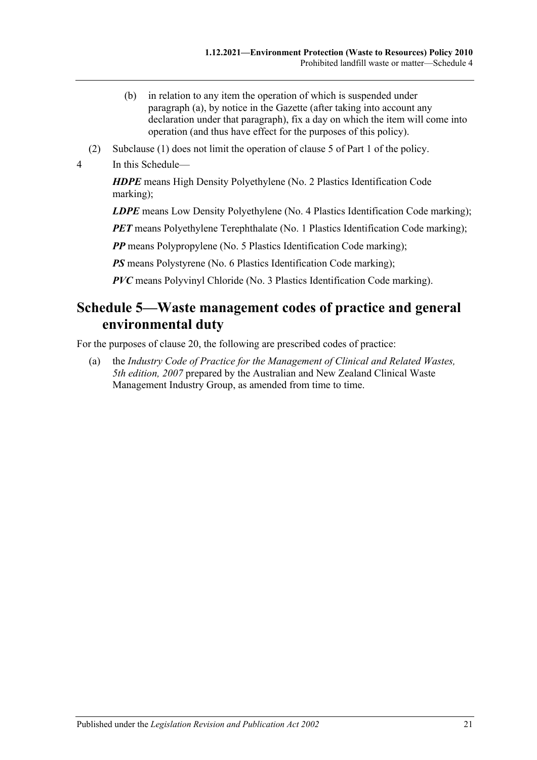(b) in relation to any item the operation of which is suspended under paragraph (a), by notice in the Gazette (after taking into account any declaration under that paragraph), fix a day on which the item will come into operation (and thus have effect for the purposes of this policy).

(2) Subclause (1) does not limit the operation of clause 5 of Part 1 of the policy.

4 In this Schedule—

***HDPE*** means High Density Polyethylene (No. 2 Plastics Identification Code marking);

***LDPE*** means Low Density Polyethylene (No. 4 Plastics Identification Code marking);

***PET*** means Polyethylene Terephthalate (No. 1 Plastics Identification Code marking);

***PP*** means Polypropylene (No. 5 Plastics Identification Code marking);

***PS*** means Polystyrene (No. 6 Plastics Identification Code marking);

***PVC*** means Polyvinyl Chloride (No. 3 Plastics Identification Code marking).

## Schedule 5—Waste management codes of practice and general environmental duty

For the purposes of clause 20, the following are prescribed codes of practice:

(a) the *Industry Code of Practice for the Management of Clinical and Related Wastes, 5th edition, 2007* prepared by the Australian and New Zealand Clinical Waste Management Industry Group, as amended from time to time.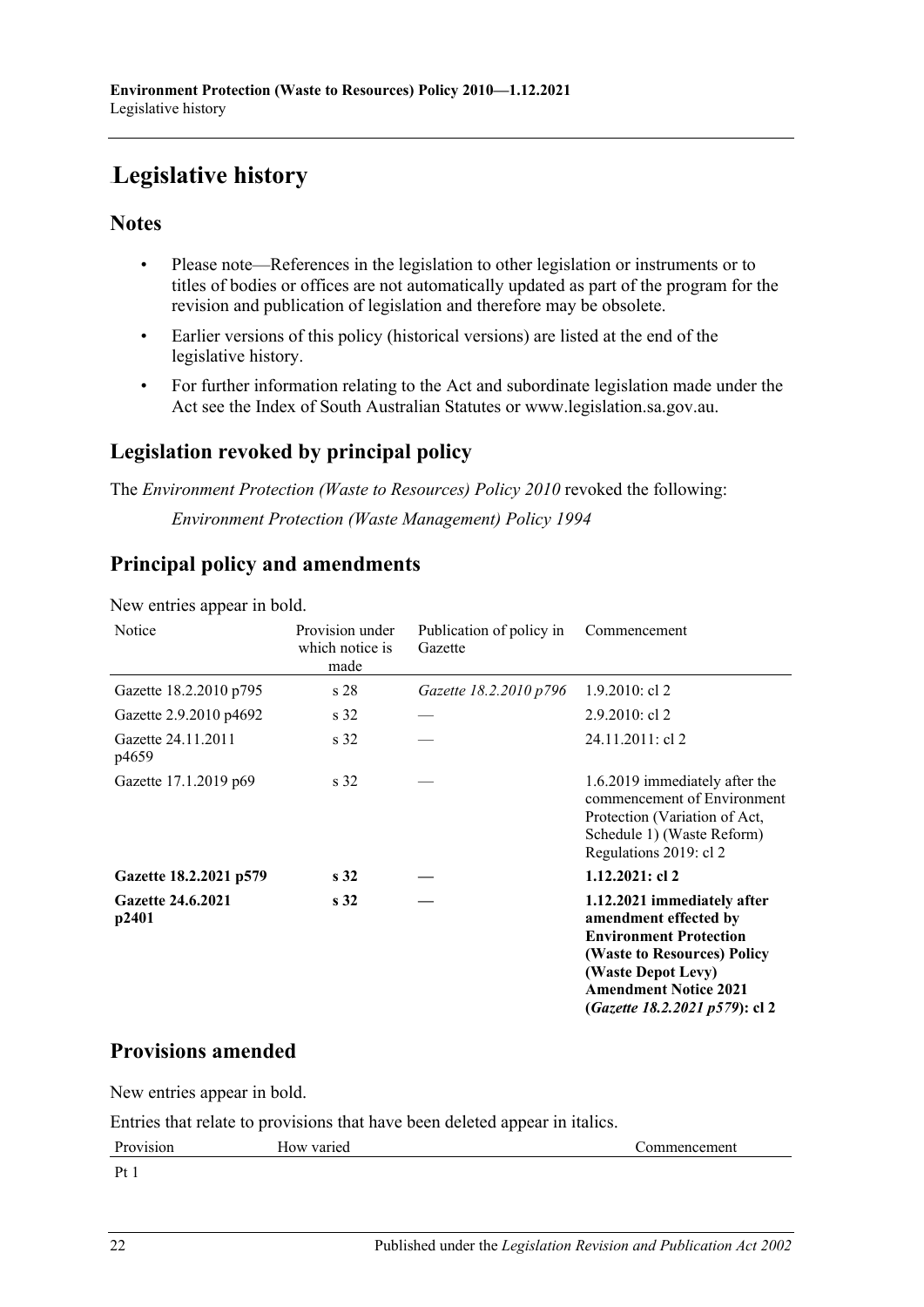# Legislative history

## Notes

- Please note—References in the legislation to other legislation or instruments or to titles of bodies or offices are not automatically updated as part of the program for the revision and publication of legislation and therefore may be obsolete.
- Earlier versions of this policy (historical versions) are listed at the end of the legislative history.
- For further information relating to the Act and subordinate legislation made under the Act see the Index of South Australian Statutes or www.legislation.sa.gov.au.

## Legislation revoked by principal policy

The *Environment Protection (Waste to Resources) Policy 2010* revoked the following:

*Environment Protection (Waste Management) Policy 1994*

## Principal policy and amendments

New entries appear in bold.

| Notice | Provision under which notice is made | Publication of policy in Gazette | Commencement |
|---|---|---|---|
| Gazette 18.2.2010 p795 | s 28 | *Gazette 18.2.2010 p796* | 1.9.2010: cl 2 |
| Gazette 2.9.2010 p4692 | s 32 | — | 2.9.2010: cl 2 |
| Gazette 24.11.2011 p4659 | s 32 | — | 24.11.2011: cl 2 |
| Gazette 17.1.2019 p69 | s 32 | — | 1.6.2019 immediately after the commencement of Environment Protection (Variation of Act, Schedule 1) (Waste Reform) Regulations 2019: cl 2 |
| **Gazette 18.2.2021 p579** | **s 32** | **—** | **1.12.2021: cl 2** |
| **Gazette 24.6.2021 p2401** | **s 32** | **—** | **1.12.2021 immediately after amendment effected by Environment Protection (Waste to Resources) Policy (Waste Depot Levy) Amendment Notice 2021 (*Gazette 18.2.2021 p579*): cl 2** |

## Provisions amended

New entries appear in bold.

Entries that relate to provisions that have been deleted appear in italics.

| Provision | How varied | Commencement |
|---|---|---|
| Pt 1 | | |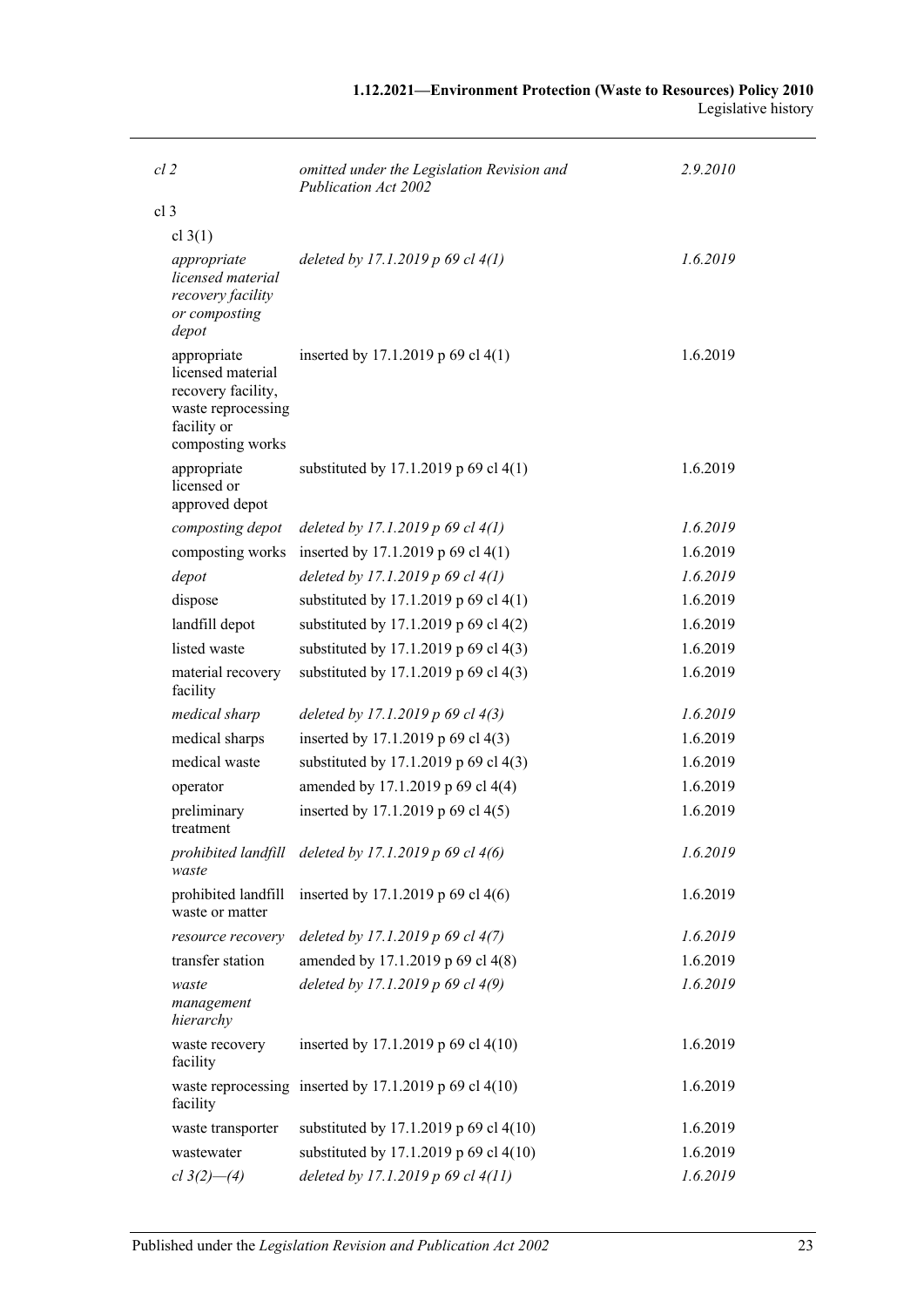| | | |
|---|---|---|
| *cl 2* | *omitted under the Legislation Revision and Publication Act 2002* | *2.9.2010* |
| cl 3 | | |
| cl 3(1) | | |
| *appropriate licensed material recovery facility or composting depot* | *deleted by 17.1.2019 p 69 cl 4(1)* | *1.6.2019* |
| appropriate licensed material recovery facility, waste reprocessing facility or composting works | inserted by 17.1.2019 p 69 cl 4(1) | 1.6.2019 |
| appropriate licensed or approved depot | substituted by 17.1.2019 p 69 cl 4(1) | 1.6.2019 |
| *composting depot* | *deleted by 17.1.2019 p 69 cl 4(1)* | *1.6.2019* |
| composting works | inserted by 17.1.2019 p 69 cl 4(1) | 1.6.2019 |
| *depot* | *deleted by 17.1.2019 p 69 cl 4(1)* | *1.6.2019* |
| dispose | substituted by 17.1.2019 p 69 cl 4(1) | 1.6.2019 |
| landfill depot | substituted by 17.1.2019 p 69 cl 4(2) | 1.6.2019 |
| listed waste | substituted by 17.1.2019 p 69 cl 4(3) | 1.6.2019 |
| material recovery facility | substituted by 17.1.2019 p 69 cl 4(3) | 1.6.2019 |
| *medical sharp* | *deleted by 17.1.2019 p 69 cl 4(3)* | *1.6.2019* |
| medical sharps | inserted by 17.1.2019 p 69 cl 4(3) | 1.6.2019 |
| medical waste | substituted by 17.1.2019 p 69 cl 4(3) | 1.6.2019 |
| operator | amended by 17.1.2019 p 69 cl 4(4) | 1.6.2019 |
| preliminary treatment | inserted by 17.1.2019 p 69 cl 4(5) | 1.6.2019 |
| *prohibited landfill waste* | *deleted by 17.1.2019 p 69 cl 4(6)* | *1.6.2019* |
| prohibited landfill waste or matter | inserted by 17.1.2019 p 69 cl 4(6) | 1.6.2019 |
| *resource recovery* | *deleted by 17.1.2019 p 69 cl 4(7)* | *1.6.2019* |
| transfer station | amended by 17.1.2019 p 69 cl 4(8) | 1.6.2019 |
| *waste management hierarchy* | *deleted by 17.1.2019 p 69 cl 4(9)* | *1.6.2019* |
| waste recovery facility | inserted by 17.1.2019 p 69 cl 4(10) | 1.6.2019 |
| waste reprocessing facility | inserted by 17.1.2019 p 69 cl 4(10) | 1.6.2019 |
| waste transporter | substituted by 17.1.2019 p 69 cl 4(10) | 1.6.2019 |
| wastewater | substituted by 17.1.2019 p 69 cl 4(10) | 1.6.2019 |
| *cl 3(2)—(4)* | *deleted by 17.1.2019 p 69 cl 4(11)* | *1.6.2019* |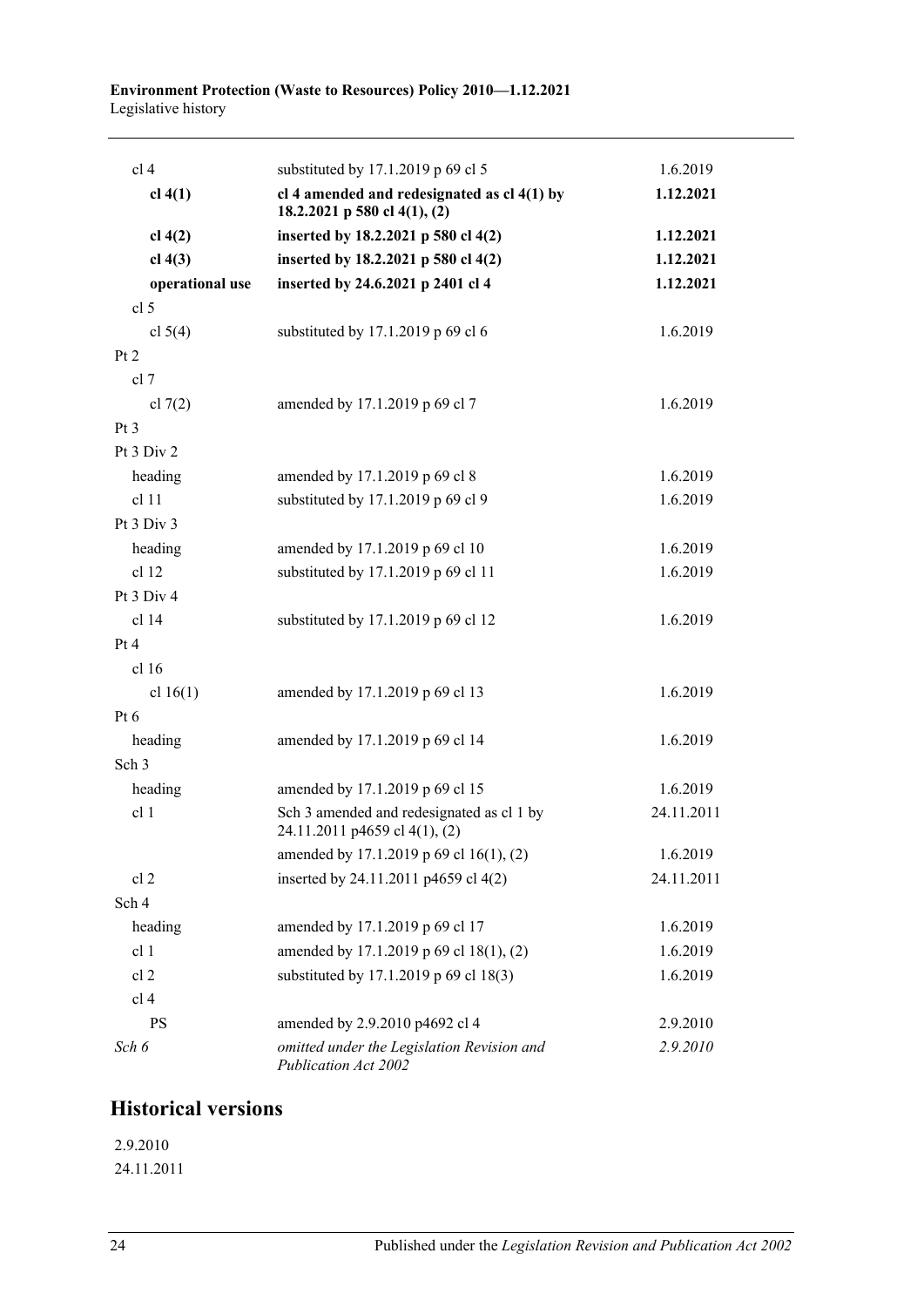| | | |
|---|---|---|
| cl 4 | substituted by 17.1.2019 p 69 cl 5 | 1.6.2019 |
| **cl 4(1)** | **cl 4 amended and redesignated as cl 4(1) by 18.2.2021 p 580 cl 4(1), (2)** | **1.12.2021** |
| **cl 4(2)** | **inserted by 18.2.2021 p 580 cl 4(2)** | **1.12.2021** |
| **cl 4(3)** | **inserted by 18.2.2021 p 580 cl 4(2)** | **1.12.2021** |
| **operational use** | **inserted by 24.6.2021 p 2401 cl 4** | **1.12.2021** |
| cl 5 | | |
| cl 5(4) | substituted by 17.1.2019 p 69 cl 6 | 1.6.2019 |
| Pt 2 | | |
| cl 7 | | |
| cl 7(2) | amended by 17.1.2019 p 69 cl 7 | 1.6.2019 |
| Pt 3 | | |
| Pt 3 Div 2 | | |
| heading | amended by 17.1.2019 p 69 cl 8 | 1.6.2019 |
| cl 11 | substituted by 17.1.2019 p 69 cl 9 | 1.6.2019 |
| Pt 3 Div 3 | | |
| heading | amended by 17.1.2019 p 69 cl 10 | 1.6.2019 |
| cl 12 | substituted by 17.1.2019 p 69 cl 11 | 1.6.2019 |
| Pt 3 Div 4 | | |
| cl 14 | substituted by 17.1.2019 p 69 cl 12 | 1.6.2019 |
| Pt 4 | | |
| cl 16 | | |
| cl 16(1) | amended by 17.1.2019 p 69 cl 13 | 1.6.2019 |
| Pt 6 | | |
| heading | amended by 17.1.2019 p 69 cl 14 | 1.6.2019 |
| Sch 3 | | |
| heading | amended by 17.1.2019 p 69 cl 15 | 1.6.2019 |
| cl 1 | Sch 3 amended and redesignated as cl 1 by 24.11.2011 p4659 cl 4(1), (2) | 24.11.2011 |
| | amended by 17.1.2019 p 69 cl 16(1), (2) | 1.6.2019 |
| cl 2 | inserted by 24.11.2011 p4659 cl 4(2) | 24.11.2011 |
| Sch 4 | | |
| heading | amended by 17.1.2019 p 69 cl 17 | 1.6.2019 |
| cl 1 | amended by 17.1.2019 p 69 cl 18(1), (2) | 1.6.2019 |
| cl 2 | substituted by 17.1.2019 p 69 cl 18(3) | 1.6.2019 |
| cl 4 | | |
| PS | amended by 2.9.2010 p4692 cl 4 | 2.9.2010 |
| *Sch 6* | *omitted under the Legislation Revision and Publication Act 2002* | *2.9.2010* |

## Historical versions

2.9.2010

24.11.2011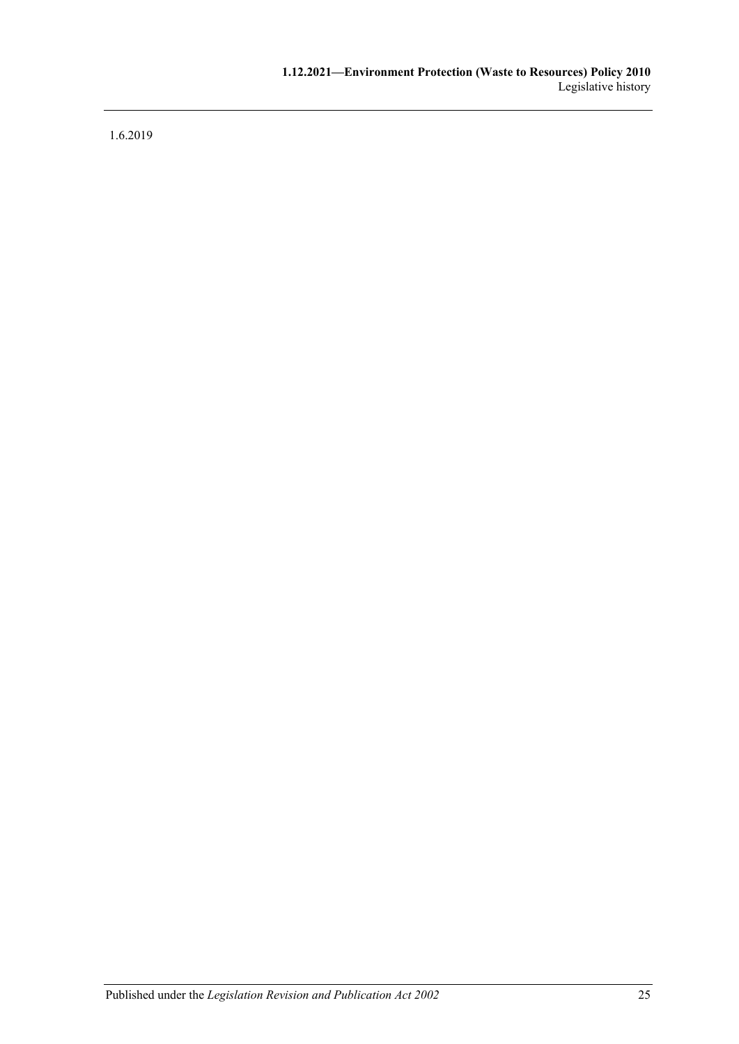1.6.2019